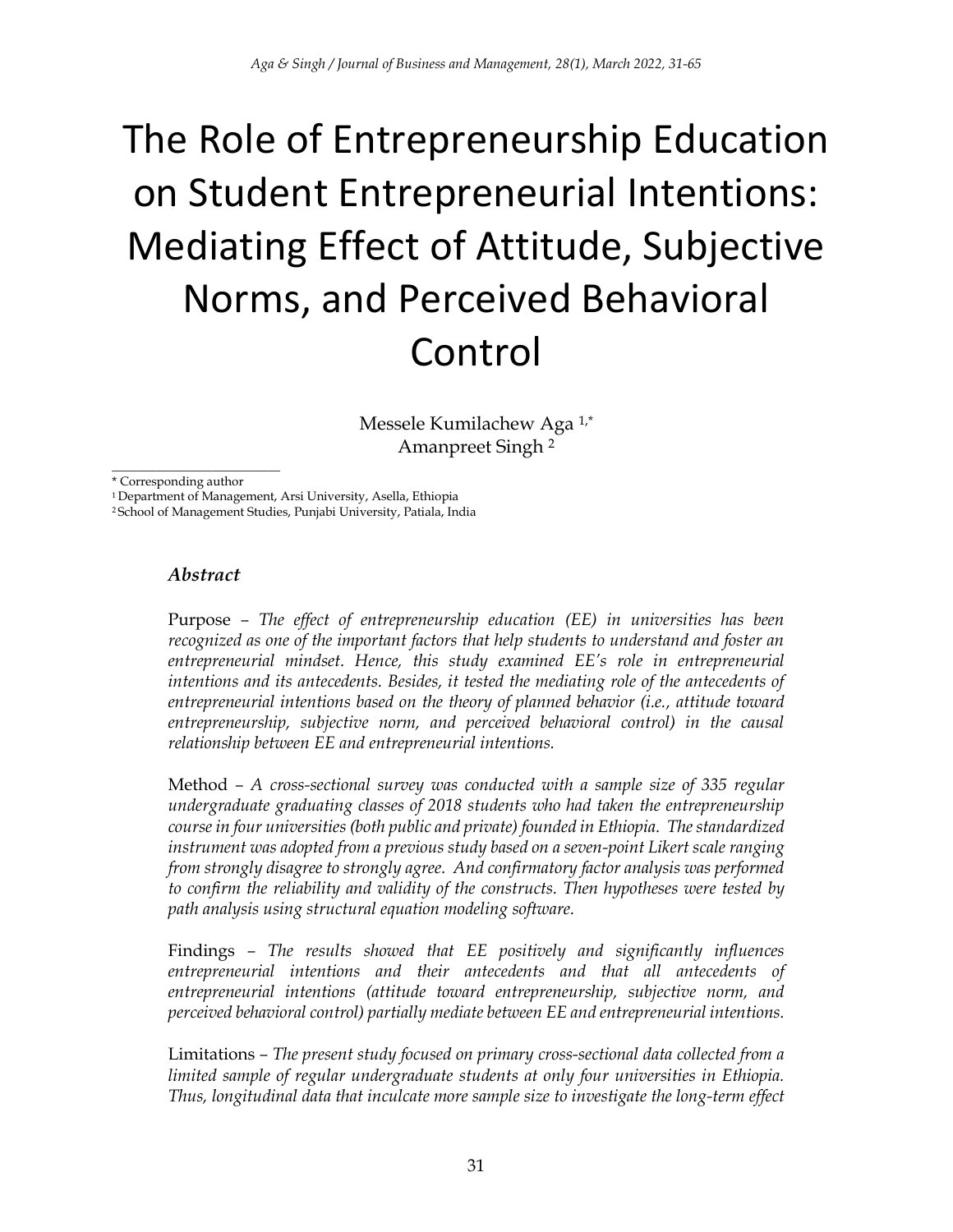# The Role of Entrepreneurship Education on Student Entrepreneurial Intentions: Mediating Effect of Attitude, Subjective Norms, and Perceived Behavioral Control

Messele Kumilachew Aga [1,*]
Amanpreet Singh [2]

\* Corresponding author
[1] Department of Management, Arsi University, Asella, Ethiopia
[2] School of Management Studies, Punjabi University, Patiala, India

### *Abstract*

Purpose – *The effect of entrepreneurship education (EE) in universities has been recognized as one of the important factors that help students to understand and foster an entrepreneurial mindset. Hence, this study examined EE's role in entrepreneurial intentions and its antecedents. Besides, it tested the mediating role of the antecedents of entrepreneurial intentions based on the theory of planned behavior (i.e., attitude toward entrepreneurship, subjective norm, and perceived behavioral control) in the causal relationship between EE and entrepreneurial intentions.*

Method – *A cross-sectional survey was conducted with a sample size of 335 regular undergraduate graduating classes of 2018 students who had taken the entrepreneurship course in four universities (both public and private) founded in Ethiopia. The standardized instrument was adopted from a previous study based on a seven-point Likert scale ranging from strongly disagree to strongly agree. And confirmatory factor analysis was performed to confirm the reliability and validity of the constructs. Then hypotheses were tested by path analysis using structural equation modeling software.*

Findings – *The results showed that EE positively and significantly influences entrepreneurial intentions and their antecedents and that all antecedents of entrepreneurial intentions (attitude toward entrepreneurship, subjective norm, and perceived behavioral control) partially mediate between EE and entrepreneurial intentions.*

Limitations – *The present study focused on primary cross-sectional data collected from a limited sample of regular undergraduate students at only four universities in Ethiopia. Thus, longitudinal data that inculcate more sample size to investigate the long-term effect*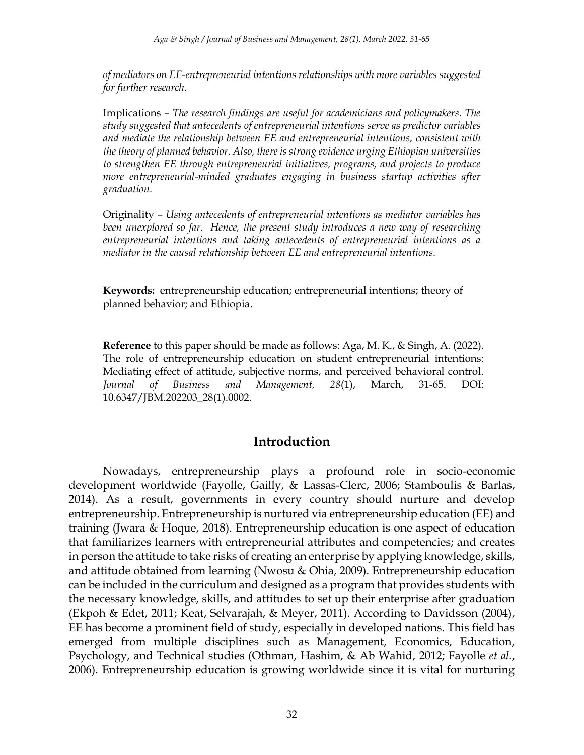*of mediators on EE-entrepreneurial intentions relationships with more variables suggested for further research.*

Implications – *The research findings are useful for academicians and policymakers. The study suggested that antecedents of entrepreneurial intentions serve as predictor variables and mediate the relationship between EE and entrepreneurial intentions, consistent with the theory of planned behavior. Also, there is strong evidence urging Ethiopian universities to strengthen EE through entrepreneurial initiatives, programs, and projects to produce more entrepreneurial-minded graduates engaging in business startup activities after graduation.*

Originality – *Using antecedents of entrepreneurial intentions as mediator variables has been unexplored so far. Hence, the present study introduces a new way of researching entrepreneurial intentions and taking antecedents of entrepreneurial intentions as a mediator in the causal relationship between EE and entrepreneurial intentions.*

**Keywords:** entrepreneurship education; entrepreneurial intentions; theory of planned behavior; and Ethiopia.

**Reference** to this paper should be made as follows: Aga, M. K., & Singh, A. (2022). The role of entrepreneurship education on student entrepreneurial intentions: Mediating effect of attitude, subjective norms, and perceived behavioral control. *Journal of Business and Management, 28*(1), March, 31-65. DOI: 10.6347/JBM.202203_28(1).0002.

## Introduction

Nowadays, entrepreneurship plays a profound role in socio-economic development worldwide (Fayolle, Gailly, & Lassas-Clerc, 2006; Stamboulis & Barlas, 2014). As a result, governments in every country should nurture and develop entrepreneurship. Entrepreneurship is nurtured via entrepreneurship education (EE) and training (Jwara & Hoque, 2018). Entrepreneurship education is one aspect of education that familiarizes learners with entrepreneurial attributes and competencies; and creates in person the attitude to take risks of creating an enterprise by applying knowledge, skills, and attitude obtained from learning (Nwosu & Ohia, 2009). Entrepreneurship education can be included in the curriculum and designed as a program that provides students with the necessary knowledge, skills, and attitudes to set up their enterprise after graduation (Ekpoh & Edet, 2011; Keat, Selvarajah, & Meyer, 2011). According to Davidsson (2004), EE has become a prominent field of study, especially in developed nations. This field has emerged from multiple disciplines such as Management, Economics, Education, Psychology, and Technical studies (Othman, Hashim, & Ab Wahid, 2012; Fayolle *et al.*, 2006). Entrepreneurship education is growing worldwide since it is vital for nurturing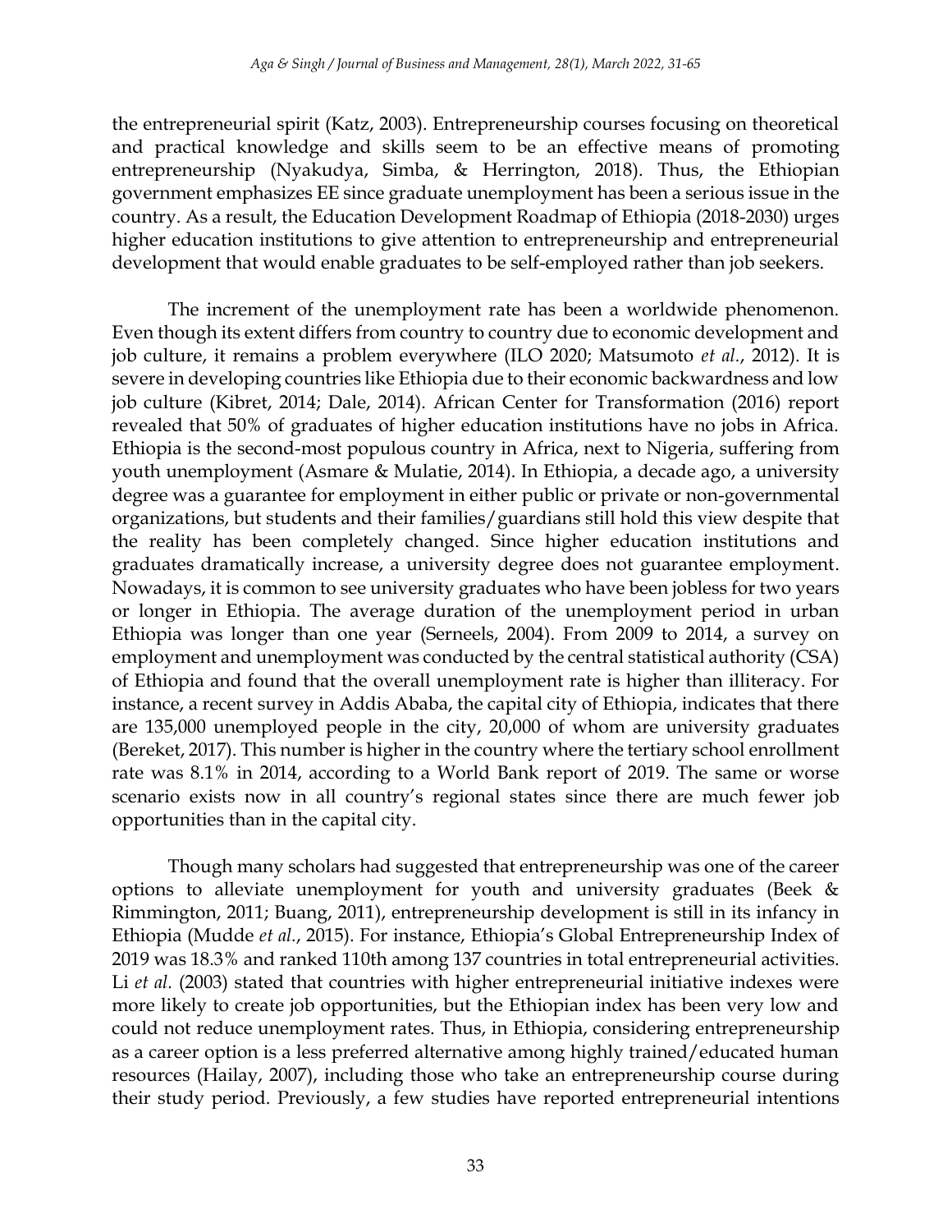the entrepreneurial spirit (Katz, 2003). Entrepreneurship courses focusing on theoretical and practical knowledge and skills seem to be an effective means of promoting entrepreneurship (Nyakudya, Simba, & Herrington, 2018). Thus, the Ethiopian government emphasizes EE since graduate unemployment has been a serious issue in the country. As a result, the Education Development Roadmap of Ethiopia (2018-2030) urges higher education institutions to give attention to entrepreneurship and entrepreneurial development that would enable graduates to be self-employed rather than job seekers.

The increment of the unemployment rate has been a worldwide phenomenon. Even though its extent differs from country to country due to economic development and job culture, it remains a problem everywhere (ILO 2020; Matsumoto *et al.*, 2012). It is severe in developing countries like Ethiopia due to their economic backwardness and low job culture (Kibret, 2014; Dale, 2014). African Center for Transformation (2016) report revealed that 50% of graduates of higher education institutions have no jobs in Africa. Ethiopia is the second-most populous country in Africa, next to Nigeria, suffering from youth unemployment (Asmare & Mulatie, 2014). In Ethiopia, a decade ago, a university degree was a guarantee for employment in either public or private or non-governmental organizations, but students and their families/guardians still hold this view despite that the reality has been completely changed. Since higher education institutions and graduates dramatically increase, a university degree does not guarantee employment. Nowadays, it is common to see university graduates who have been jobless for two years or longer in Ethiopia. The average duration of the unemployment period in urban Ethiopia was longer than one year (Serneels, 2004). From 2009 to 2014, a survey on employment and unemployment was conducted by the central statistical authority (CSA) of Ethiopia and found that the overall unemployment rate is higher than illiteracy. For instance, a recent survey in Addis Ababa, the capital city of Ethiopia, indicates that there are 135,000 unemployed people in the city, 20,000 of whom are university graduates (Bereket, 2017). This number is higher in the country where the tertiary school enrollment rate was 8.1% in 2014, according to a World Bank report of 2019. The same or worse scenario exists now in all country's regional states since there are much fewer job opportunities than in the capital city.

Though many scholars had suggested that entrepreneurship was one of the career options to alleviate unemployment for youth and university graduates (Beek & Rimmington, 2011; Buang, 2011), entrepreneurship development is still in its infancy in Ethiopia (Mudde *et al.*, 2015). For instance, Ethiopia's Global Entrepreneurship Index of 2019 was 18.3% and ranked 110th among 137 countries in total entrepreneurial activities. Li *et al.* (2003) stated that countries with higher entrepreneurial initiative indexes were more likely to create job opportunities, but the Ethiopian index has been very low and could not reduce unemployment rates. Thus, in Ethiopia, considering entrepreneurship as a career option is a less preferred alternative among highly trained/educated human resources (Hailay, 2007), including those who take an entrepreneurship course during their study period. Previously, a few studies have reported entrepreneurial intentions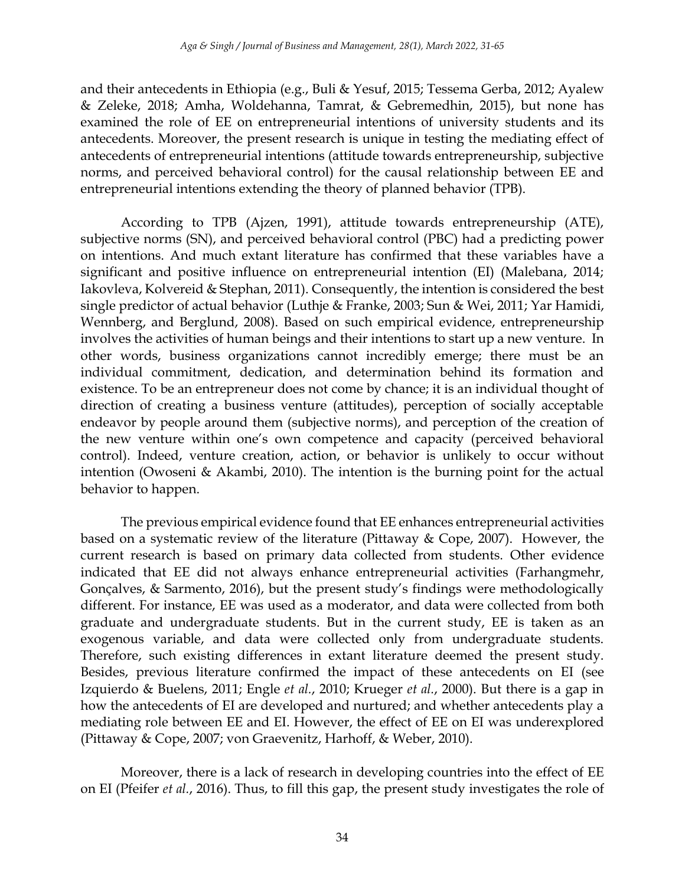and their antecedents in Ethiopia (e.g., Buli & Yesuf, 2015; Tessema Gerba, 2012; Ayalew & Zeleke, 2018; Amha, Woldehanna, Tamrat, & Gebremedhin, 2015), but none has examined the role of EE on entrepreneurial intentions of university students and its antecedents. Moreover, the present research is unique in testing the mediating effect of antecedents of entrepreneurial intentions (attitude towards entrepreneurship, subjective norms, and perceived behavioral control) for the causal relationship between EE and entrepreneurial intentions extending the theory of planned behavior (TPB).

According to TPB (Ajzen, 1991), attitude towards entrepreneurship (ATE), subjective norms (SN), and perceived behavioral control (PBC) had a predicting power on intentions. And much extant literature has confirmed that these variables have a significant and positive influence on entrepreneurial intention (EI) (Malebana, 2014; Iakovleva, Kolvereid & Stephan, 2011). Consequently, the intention is considered the best single predictor of actual behavior (Luthje & Franke, 2003; Sun & Wei, 2011; Yar Hamidi, Wennberg, and Berglund, 2008). Based on such empirical evidence, entrepreneurship involves the activities of human beings and their intentions to start up a new venture. In other words, business organizations cannot incredibly emerge; there must be an individual commitment, dedication, and determination behind its formation and existence. To be an entrepreneur does not come by chance; it is an individual thought of direction of creating a business venture (attitudes), perception of socially acceptable endeavor by people around them (subjective norms), and perception of the creation of the new venture within one's own competence and capacity (perceived behavioral control). Indeed, venture creation, action, or behavior is unlikely to occur without intention (Owoseni & Akambi, 2010). The intention is the burning point for the actual behavior to happen.

The previous empirical evidence found that EE enhances entrepreneurial activities based on a systematic review of the literature (Pittaway & Cope, 2007). However, the current research is based on primary data collected from students. Other evidence indicated that EE did not always enhance entrepreneurial activities (Farhangmehr, Gonçalves, & Sarmento, 2016), but the present study's findings were methodologically different. For instance, EE was used as a moderator, and data were collected from both graduate and undergraduate students. But in the current study, EE is taken as an exogenous variable, and data were collected only from undergraduate students. Therefore, such existing differences in extant literature deemed the present study. Besides, previous literature confirmed the impact of these antecedents on EI (see Izquierdo & Buelens, 2011; Engle *et al.*, 2010; Krueger *et al.*, 2000). But there is a gap in how the antecedents of EI are developed and nurtured; and whether antecedents play a mediating role between EE and EI. However, the effect of EE on EI was underexplored (Pittaway & Cope, 2007; von Graevenitz, Harhoff, & Weber, 2010).

Moreover, there is a lack of research in developing countries into the effect of EE on EI (Pfeifer *et al.*, 2016). Thus, to fill this gap, the present study investigates the role of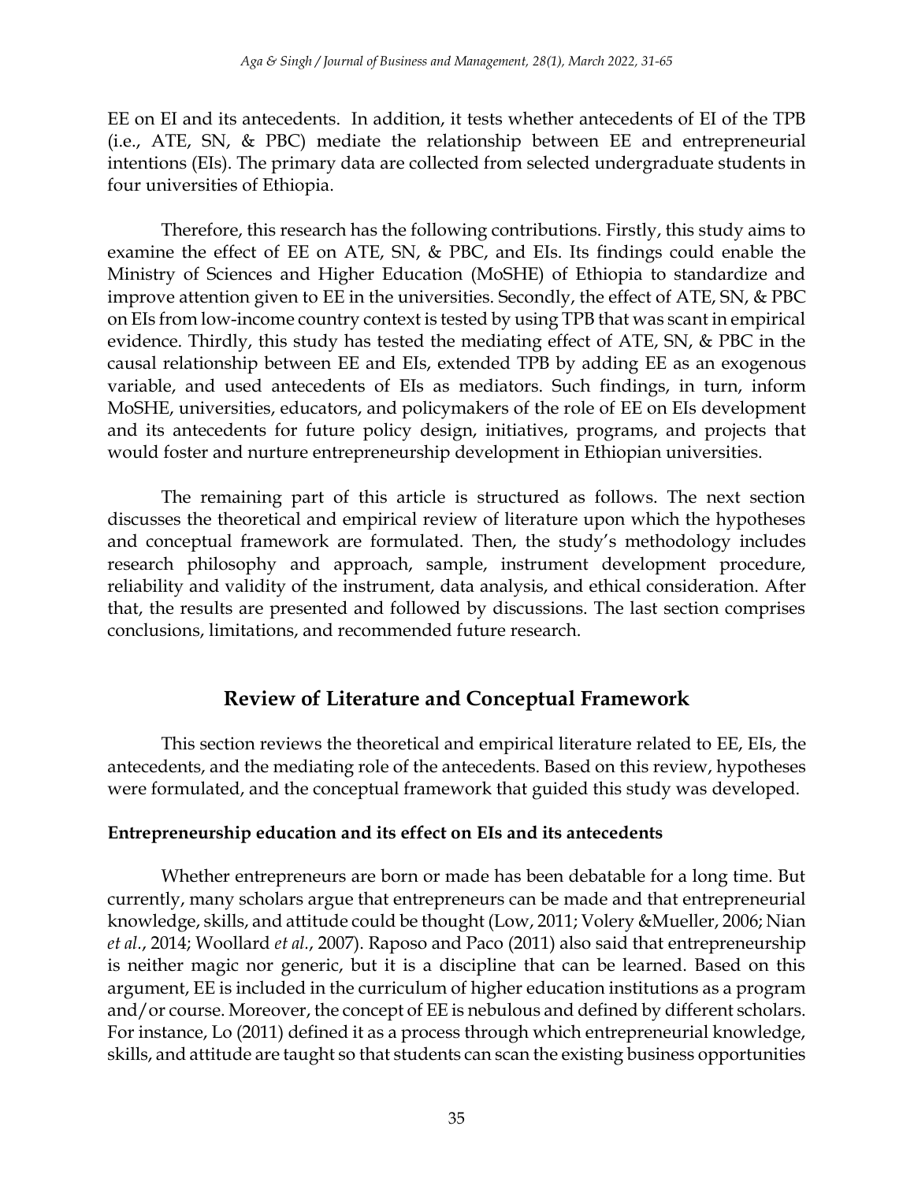EE on EI and its antecedents. In addition, it tests whether antecedents of EI of the TPB (i.e., ATE, SN, & PBC) mediate the relationship between EE and entrepreneurial intentions (EIs). The primary data are collected from selected undergraduate students in four universities of Ethiopia.

Therefore, this research has the following contributions. Firstly, this study aims to examine the effect of EE on ATE, SN, & PBC, and EIs. Its findings could enable the Ministry of Sciences and Higher Education (MoSHE) of Ethiopia to standardize and improve attention given to EE in the universities. Secondly, the effect of ATE, SN, & PBC on EIs from low-income country context is tested by using TPB that was scant in empirical evidence. Thirdly, this study has tested the mediating effect of ATE, SN, & PBC in the causal relationship between EE and EIs, extended TPB by adding EE as an exogenous variable, and used antecedents of EIs as mediators. Such findings, in turn, inform MoSHE, universities, educators, and policymakers of the role of EE on EIs development and its antecedents for future policy design, initiatives, programs, and projects that would foster and nurture entrepreneurship development in Ethiopian universities.

The remaining part of this article is structured as follows. The next section discusses the theoretical and empirical review of literature upon which the hypotheses and conceptual framework are formulated. Then, the study's methodology includes research philosophy and approach, sample, instrument development procedure, reliability and validity of the instrument, data analysis, and ethical consideration. After that, the results are presented and followed by discussions. The last section comprises conclusions, limitations, and recommended future research.

## Review of Literature and Conceptual Framework

This section reviews the theoretical and empirical literature related to EE, EIs, the antecedents, and the mediating role of the antecedents. Based on this review, hypotheses were formulated, and the conceptual framework that guided this study was developed.

### Entrepreneurship education and its effect on EIs and its antecedents

Whether entrepreneurs are born or made has been debatable for a long time. But currently, many scholars argue that entrepreneurs can be made and that entrepreneurial knowledge, skills, and attitude could be thought (Low, 2011; Volery &Mueller, 2006; Nian *et al.*, 2014; Woollard *et al.*, 2007). Raposo and Paco (2011) also said that entrepreneurship is neither magic nor generic, but it is a discipline that can be learned. Based on this argument, EE is included in the curriculum of higher education institutions as a program and/or course. Moreover, the concept of EE is nebulous and defined by different scholars. For instance, Lo (2011) defined it as a process through which entrepreneurial knowledge, skills, and attitude are taught so that students can scan the existing business opportunities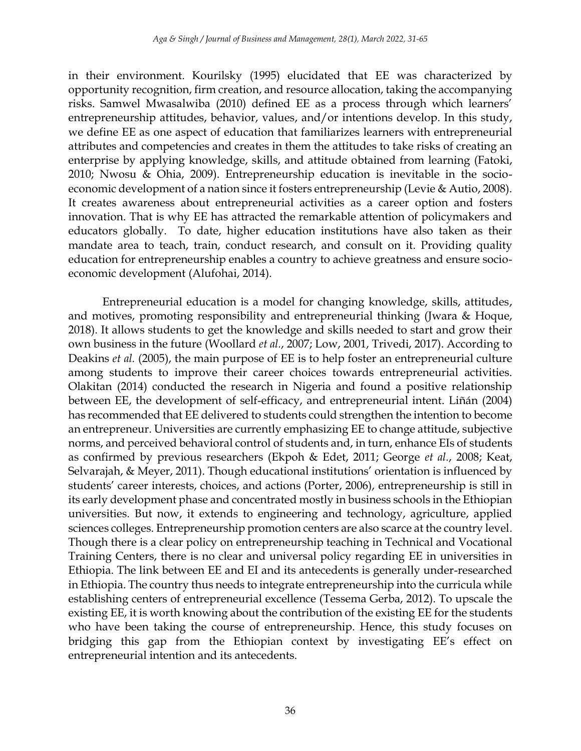in their environment. Kourilsky (1995) elucidated that EE was characterized by opportunity recognition, firm creation, and resource allocation, taking the accompanying risks. Samwel Mwasalwiba (2010) defined EE as a process through which learners' entrepreneurship attitudes, behavior, values, and/or intentions develop. In this study, we define EE as one aspect of education that familiarizes learners with entrepreneurial attributes and competencies and creates in them the attitudes to take risks of creating an enterprise by applying knowledge, skills, and attitude obtained from learning (Fatoki, 2010; Nwosu & Ohia, 2009). Entrepreneurship education is inevitable in the socio-economic development of a nation since it fosters entrepreneurship (Levie & Autio, 2008). It creates awareness about entrepreneurial activities as a career option and fosters innovation. That is why EE has attracted the remarkable attention of policymakers and educators globally. To date, higher education institutions have also taken as their mandate area to teach, train, conduct research, and consult on it. Providing quality education for entrepreneurship enables a country to achieve greatness and ensure socio-economic development (Alufohai, 2014).

Entrepreneurial education is a model for changing knowledge, skills, attitudes, and motives, promoting responsibility and entrepreneurial thinking (Jwara & Hoque, 2018). It allows students to get the knowledge and skills needed to start and grow their own business in the future (Woollard *et al*., 2007; Low, 2001, Trivedi, 2017). According to Deakins *et al.* (2005), the main purpose of EE is to help foster an entrepreneurial culture among students to improve their career choices towards entrepreneurial activities. Olakitan (2014) conducted the research in Nigeria and found a positive relationship between EE, the development of self-efficacy, and entrepreneurial intent. Liñán (2004) has recommended that EE delivered to students could strengthen the intention to become an entrepreneur. Universities are currently emphasizing EE to change attitude, subjective norms, and perceived behavioral control of students and, in turn, enhance EIs of students as confirmed by previous researchers (Ekpoh & Edet, 2011; George *et al.*, 2008; Keat, Selvarajah, & Meyer, 2011). Though educational institutions' orientation is influenced by students' career interests, choices, and actions (Porter, 2006), entrepreneurship is still in its early development phase and concentrated mostly in business schools in the Ethiopian universities. But now, it extends to engineering and technology, agriculture, applied sciences colleges. Entrepreneurship promotion centers are also scarce at the country level. Though there is a clear policy on entrepreneurship teaching in Technical and Vocational Training Centers, there is no clear and universal policy regarding EE in universities in Ethiopia. The link between EE and EI and its antecedents is generally under-researched in Ethiopia. The country thus needs to integrate entrepreneurship into the curricula while establishing centers of entrepreneurial excellence (Tessema Gerba, 2012). To upscale the existing EE, it is worth knowing about the contribution of the existing EE for the students who have been taking the course of entrepreneurship. Hence, this study focuses on bridging this gap from the Ethiopian context by investigating EE's effect on entrepreneurial intention and its antecedents.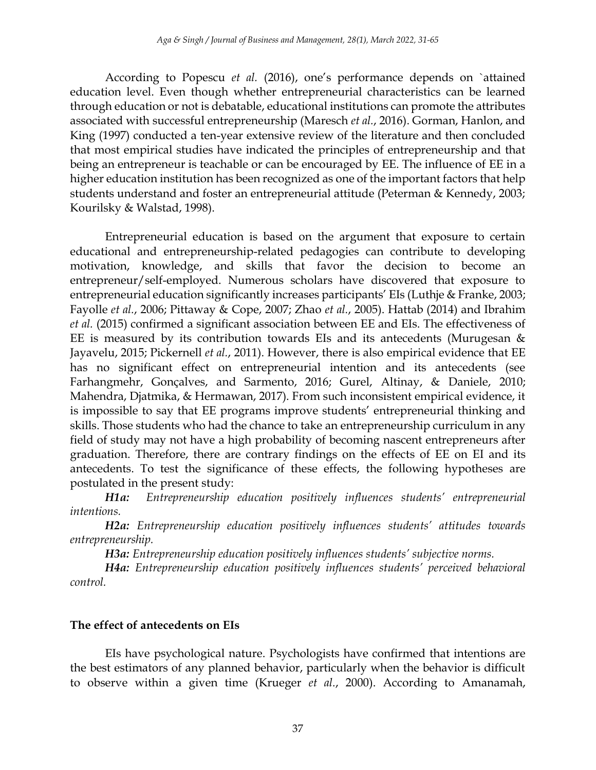According to Popescu *et al.* (2016), one's performance depends on `attained education level. Even though whether entrepreneurial characteristics can be learned through education or not is debatable, educational institutions can promote the attributes associated with successful entrepreneurship (Maresch *et al.*, 2016). Gorman, Hanlon, and King (1997) conducted a ten-year extensive review of the literature and then concluded that most empirical studies have indicated the principles of entrepreneurship and that being an entrepreneur is teachable or can be encouraged by EE. The influence of EE in a higher education institution has been recognized as one of the important factors that help students understand and foster an entrepreneurial attitude (Peterman & Kennedy, 2003; Kourilsky & Walstad, 1998).

Entrepreneurial education is based on the argument that exposure to certain educational and entrepreneurship-related pedagogies can contribute to developing motivation, knowledge, and skills that favor the decision to become an entrepreneur/self-employed. Numerous scholars have discovered that exposure to entrepreneurial education significantly increases participants' EIs (Luthje & Franke, 2003; Fayolle *et al.*, 2006; Pittaway & Cope, 2007; Zhao *et al.*, 2005). Hattab (2014) and Ibrahim *et al.* (2015) confirmed a significant association between EE and EIs. The effectiveness of EE is measured by its contribution towards EIs and its antecedents (Murugesan & Jayavelu, 2015; Pickernell *et al.*, 2011). However, there is also empirical evidence that EE has no significant effect on entrepreneurial intention and its antecedents (see Farhangmehr, Gonçalves, and Sarmento, 2016; Gurel, Altinay, & Daniele, 2010; Mahendra, Djatmika, & Hermawan, 2017). From such inconsistent empirical evidence, it is impossible to say that EE programs improve students' entrepreneurial thinking and skills. Those students who had the chance to take an entrepreneurship curriculum in any field of study may not have a high probability of becoming nascent entrepreneurs after graduation. Therefore, there are contrary findings on the effects of EE on EI and its antecedents. To test the significance of these effects, the following hypotheses are postulated in the present study:

***H1a:*** *Entrepreneurship education positively influences students' entrepreneurial intentions.*

***H2a:*** *Entrepreneurship education positively influences students' attitudes towards entrepreneurship.*

***H3a:*** *Entrepreneurship education positively influences students' subjective norms.*

***H4a:*** *Entrepreneurship education positively influences students' perceived behavioral control.*

## The effect of antecedents on EIs

EIs have psychological nature. Psychologists have confirmed that intentions are the best estimators of any planned behavior, particularly when the behavior is difficult to observe within a given time (Krueger *et al.*, 2000). According to Amanamah,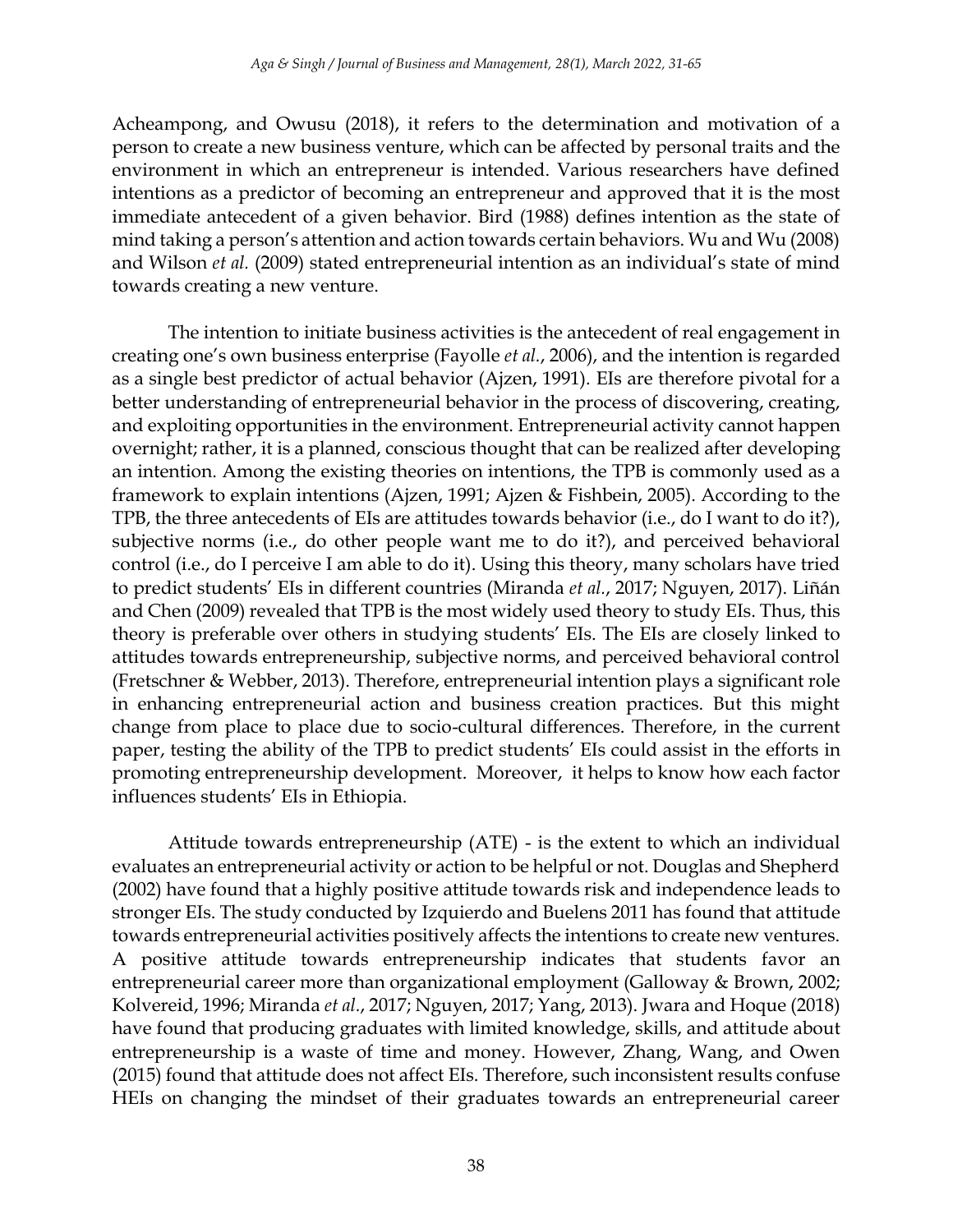Acheampong, and Owusu (2018), it refers to the determination and motivation of a person to create a new business venture, which can be affected by personal traits and the environment in which an entrepreneur is intended. Various researchers have defined intentions as a predictor of becoming an entrepreneur and approved that it is the most immediate antecedent of a given behavior. Bird (1988) defines intention as the state of mind taking a person's attention and action towards certain behaviors. Wu and Wu (2008) and Wilson *et al.* (2009) stated entrepreneurial intention as an individual's state of mind towards creating a new venture.

The intention to initiate business activities is the antecedent of real engagement in creating one's own business enterprise (Fayolle *et al.*, 2006), and the intention is regarded as a single best predictor of actual behavior (Ajzen, 1991). EIs are therefore pivotal for a better understanding of entrepreneurial behavior in the process of discovering, creating, and exploiting opportunities in the environment. Entrepreneurial activity cannot happen overnight; rather, it is a planned, conscious thought that can be realized after developing an intention. Among the existing theories on intentions, the TPB is commonly used as a framework to explain intentions (Ajzen, 1991; Ajzen & Fishbein, 2005). According to the TPB, the three antecedents of EIs are attitudes towards behavior (i.e., do I want to do it?), subjective norms (i.e., do other people want me to do it?), and perceived behavioral control (i.e., do I perceive I am able to do it). Using this theory, many scholars have tried to predict students' EIs in different countries (Miranda *et al.*, 2017; Nguyen, 2017). Liñán and Chen (2009) revealed that TPB is the most widely used theory to study EIs. Thus, this theory is preferable over others in studying students' EIs. The EIs are closely linked to attitudes towards entrepreneurship, subjective norms, and perceived behavioral control (Fretschner & Webber, 2013). Therefore, entrepreneurial intention plays a significant role in enhancing entrepreneurial action and business creation practices. But this might change from place to place due to socio-cultural differences. Therefore, in the current paper, testing the ability of the TPB to predict students' EIs could assist in the efforts in promoting entrepreneurship development. Moreover, it helps to know how each factor influences students' EIs in Ethiopia.

Attitude towards entrepreneurship (ATE) - is the extent to which an individual evaluates an entrepreneurial activity or action to be helpful or not. Douglas and Shepherd (2002) have found that a highly positive attitude towards risk and independence leads to stronger EIs. The study conducted by Izquierdo and Buelens 2011 has found that attitude towards entrepreneurial activities positively affects the intentions to create new ventures. A positive attitude towards entrepreneurship indicates that students favor an entrepreneurial career more than organizational employment (Galloway & Brown, 2002; Kolvereid, 1996; Miranda *et al.*, 2017; Nguyen, 2017; Yang, 2013). Jwara and Hoque (2018) have found that producing graduates with limited knowledge, skills, and attitude about entrepreneurship is a waste of time and money. However, Zhang, Wang, and Owen (2015) found that attitude does not affect EIs. Therefore, such inconsistent results confuse HEIs on changing the mindset of their graduates towards an entrepreneurial career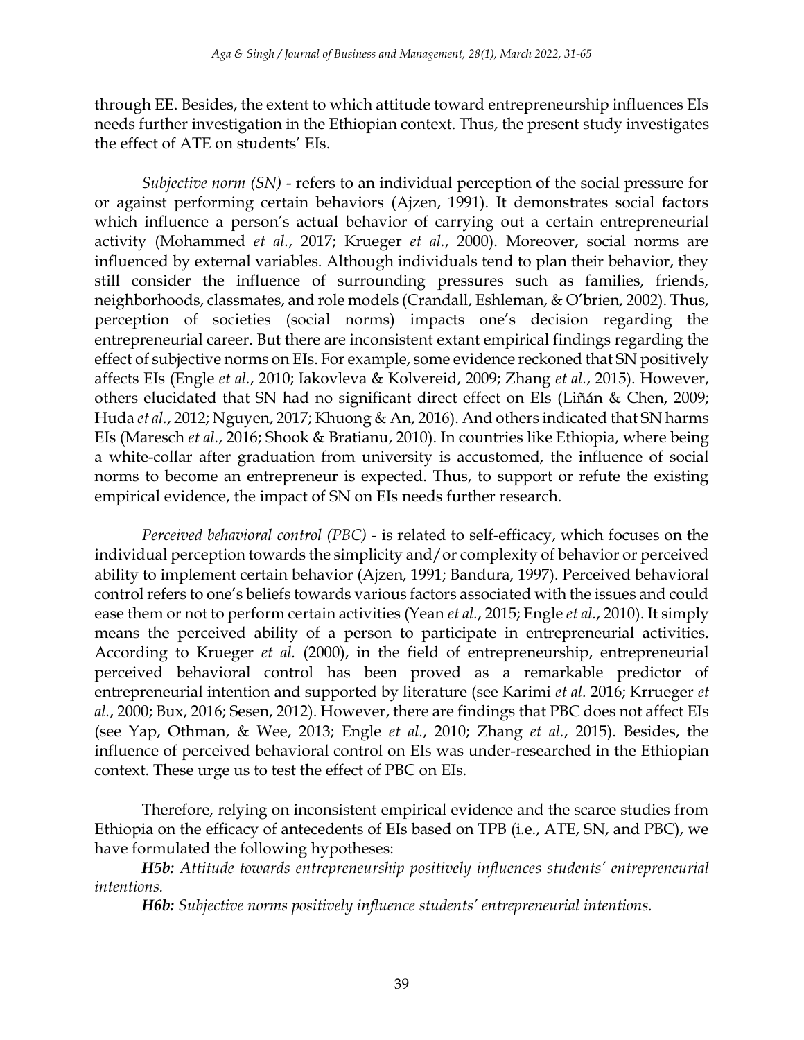through EE. Besides, the extent to which attitude toward entrepreneurship influences EIs needs further investigation in the Ethiopian context. Thus, the present study investigates the effect of ATE on students' EIs.

*Subjective norm (SN)* - refers to an individual perception of the social pressure for or against performing certain behaviors (Ajzen, 1991). It demonstrates social factors which influence a person's actual behavior of carrying out a certain entrepreneurial activity (Mohammed *et al.*, 2017; Krueger *et al.*, 2000). Moreover, social norms are influenced by external variables. Although individuals tend to plan their behavior, they still consider the influence of surrounding pressures such as families, friends, neighborhoods, classmates, and role models (Crandall, Eshleman, & O'brien, 2002). Thus, perception of societies (social norms) impacts one's decision regarding the entrepreneurial career. But there are inconsistent extant empirical findings regarding the effect of subjective norms on EIs. For example, some evidence reckoned that SN positively affects EIs (Engle *et al.*, 2010; Iakovleva & Kolvereid, 2009; Zhang *et al.*, 2015). However, others elucidated that SN had no significant direct effect on EIs (Liñán & Chen, 2009; Huda *et al.*, 2012; Nguyen, 2017; Khuong & An, 2016). And others indicated that SN harms EIs (Maresch *et al.*, 2016; Shook & Bratianu, 2010). In countries like Ethiopia, where being a white-collar after graduation from university is accustomed, the influence of social norms to become an entrepreneur is expected. Thus, to support or refute the existing empirical evidence, the impact of SN on EIs needs further research.

*Perceived behavioral control (PBC)* - is related to self-efficacy, which focuses on the individual perception towards the simplicity and/or complexity of behavior or perceived ability to implement certain behavior (Ajzen, 1991; Bandura, 1997). Perceived behavioral control refers to one's beliefs towards various factors associated with the issues and could ease them or not to perform certain activities (Yean *et al.*, 2015; Engle *et al.*, 2010). It simply means the perceived ability of a person to participate in entrepreneurial activities. According to Krueger *et al.* (2000), in the field of entrepreneurship, entrepreneurial perceived behavioral control has been proved as a remarkable predictor of entrepreneurial intention and supported by literature (see Karimi *et al.* 2016; Krrueger *et al.*, 2000; Bux, 2016; Sesen, 2012). However, there are findings that PBC does not affect EIs (see Yap, Othman, & Wee, 2013; Engle *et al.*, 2010; Zhang *et al.*, 2015). Besides, the influence of perceived behavioral control on EIs was under-researched in the Ethiopian context. These urge us to test the effect of PBC on EIs.

Therefore, relying on inconsistent empirical evidence and the scarce studies from Ethiopia on the efficacy of antecedents of EIs based on TPB (i.e., ATE, SN, and PBC), we have formulated the following hypotheses:

***H5b:*** *Attitude towards entrepreneurship positively influences students' entrepreneurial intentions.*

***H6b:*** *Subjective norms positively influence students' entrepreneurial intentions.*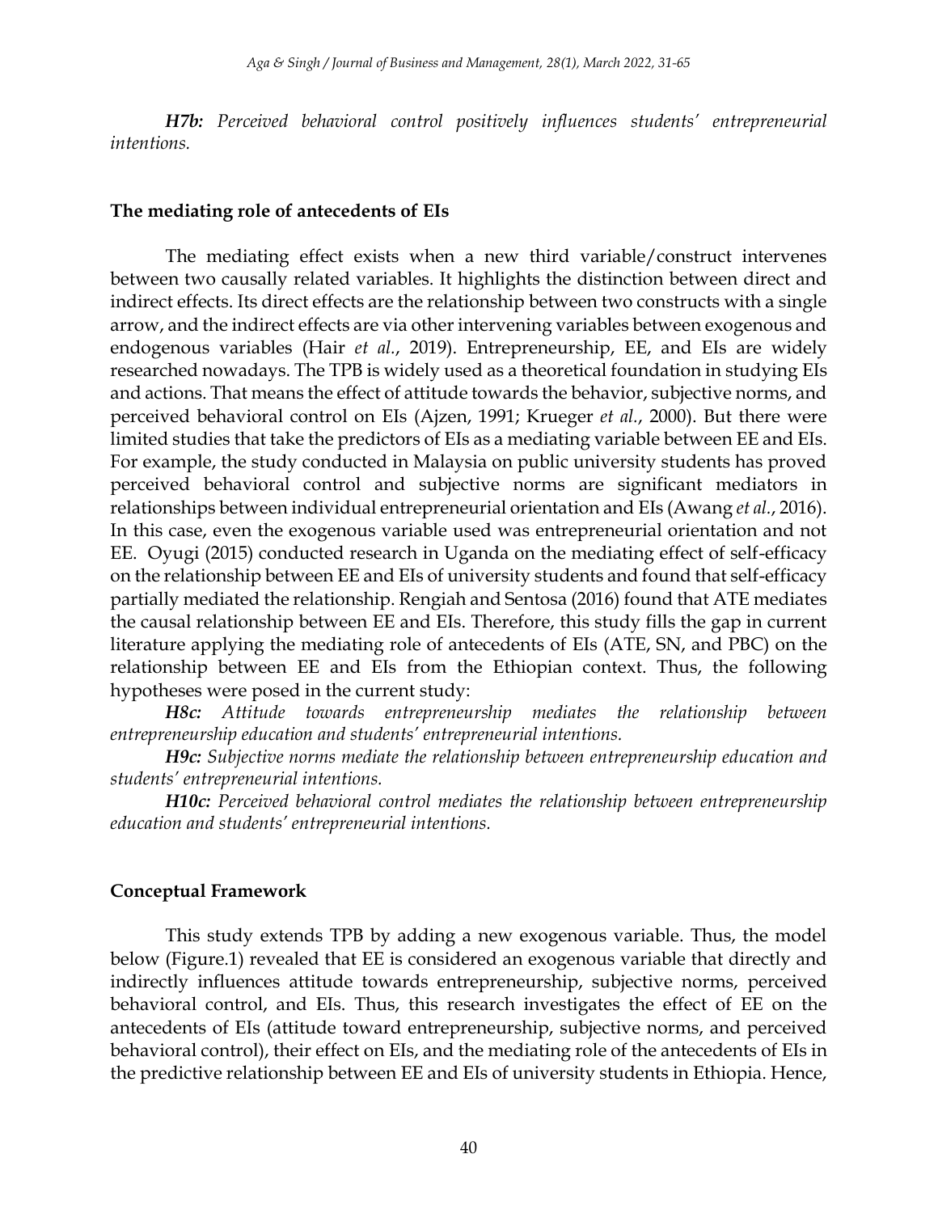***H7b:*** *Perceived behavioral control positively influences students' entrepreneurial intentions.*

## The mediating role of antecedents of EIs

The mediating effect exists when a new third variable/construct intervenes between two causally related variables. It highlights the distinction between direct and indirect effects. Its direct effects are the relationship between two constructs with a single arrow, and the indirect effects are via other intervening variables between exogenous and endogenous variables (Hair *et al.*, 2019). Entrepreneurship, EE, and EIs are widely researched nowadays. The TPB is widely used as a theoretical foundation in studying EIs and actions. That means the effect of attitude towards the behavior, subjective norms, and perceived behavioral control on EIs (Ajzen, 1991; Krueger *et al.*, 2000). But there were limited studies that take the predictors of EIs as a mediating variable between EE and EIs. For example, the study conducted in Malaysia on public university students has proved perceived behavioral control and subjective norms are significant mediators in relationships between individual entrepreneurial orientation and EIs (Awang *et al.*, 2016). In this case, even the exogenous variable used was entrepreneurial orientation and not EE. Oyugi (2015) conducted research in Uganda on the mediating effect of self-efficacy on the relationship between EE and EIs of university students and found that self-efficacy partially mediated the relationship. Rengiah and Sentosa (2016) found that ATE mediates the causal relationship between EE and EIs. Therefore, this study fills the gap in current literature applying the mediating role of antecedents of EIs (ATE, SN, and PBC) on the relationship between EE and EIs from the Ethiopian context. Thus, the following hypotheses were posed in the current study:

***H8c:*** *Attitude towards entrepreneurship mediates the relationship between entrepreneurship education and students' entrepreneurial intentions.*

***H9c:*** *Subjective norms mediate the relationship between entrepreneurship education and students' entrepreneurial intentions.*

***H10c:*** *Perceived behavioral control mediates the relationship between entrepreneurship education and students' entrepreneurial intentions.*

## Conceptual Framework

This study extends TPB by adding a new exogenous variable. Thus, the model below (Figure.1) revealed that EE is considered an exogenous variable that directly and indirectly influences attitude towards entrepreneurship, subjective norms, perceived behavioral control, and EIs. Thus, this research investigates the effect of EE on the antecedents of EIs (attitude toward entrepreneurship, subjective norms, and perceived behavioral control), their effect on EIs, and the mediating role of the antecedents of EIs in the predictive relationship between EE and EIs of university students in Ethiopia. Hence,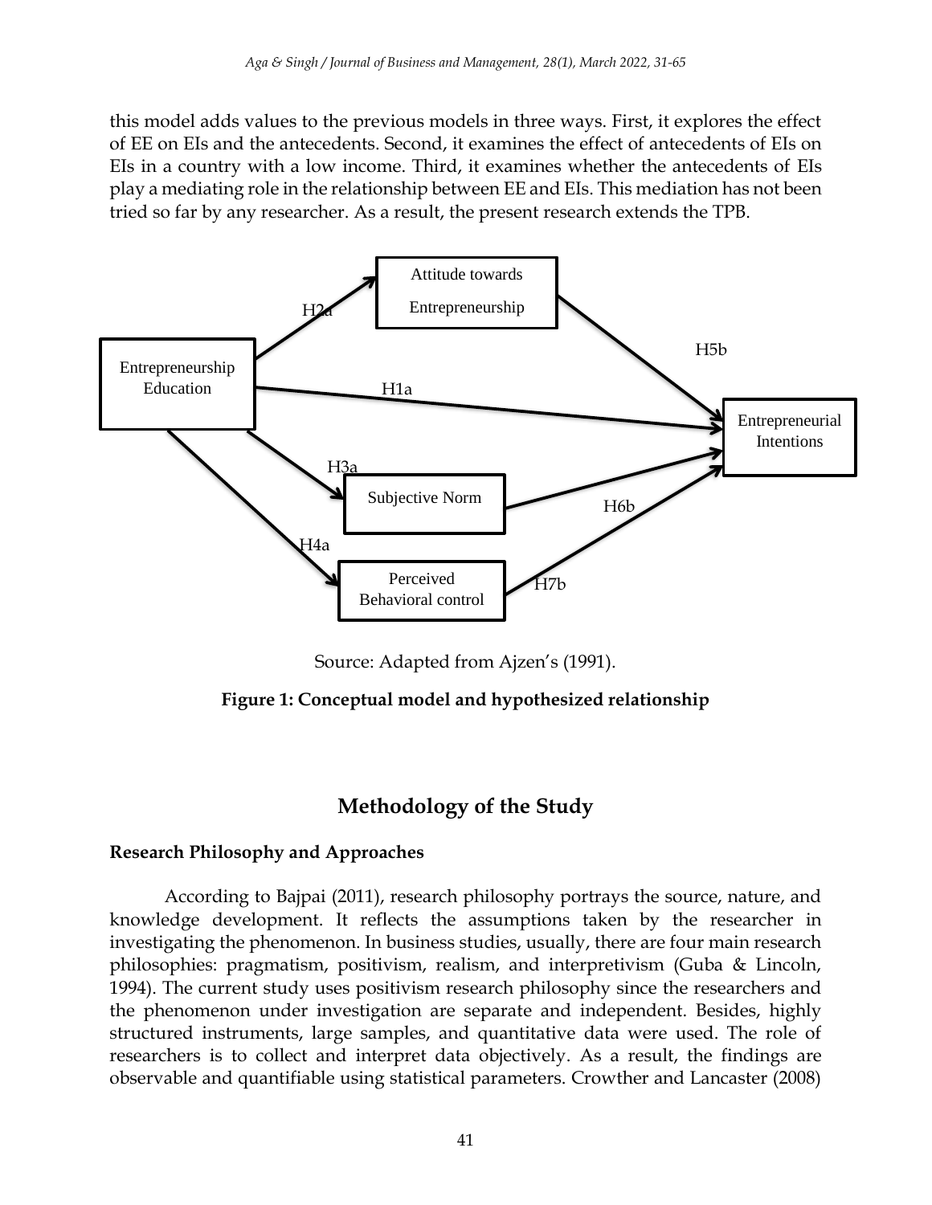this model adds values to the previous models in three ways. First, it explores the effect of EE on EIs and the antecedents. Second, it examines the effect of antecedents of EIs on EIs in a country with a low income. Third, it examines whether the antecedents of EIs play a mediating role in the relationship between EE and EIs. This mediation has not been tried so far by any researcher. As a result, the present research extends the TPB.

Source: Adapted from Ajzen's (1991).

**Figure 1: Conceptual model and hypothesized relationship**

## Methodology of the Study

### Research Philosophy and Approaches

According to Bajpai (2011), research philosophy portrays the source, nature, and knowledge development. It reflects the assumptions taken by the researcher in investigating the phenomenon. In business studies, usually, there are four main research philosophies: pragmatism, positivism, realism, and interpretivism (Guba & Lincoln, 1994). The current study uses positivism research philosophy since the researchers and the phenomenon under investigation are separate and independent. Besides, highly structured instruments, large samples, and quantitative data were used. The role of researchers is to collect and interpret data objectively. As a result, the findings are observable and quantifiable using statistical parameters. Crowther and Lancaster (2008)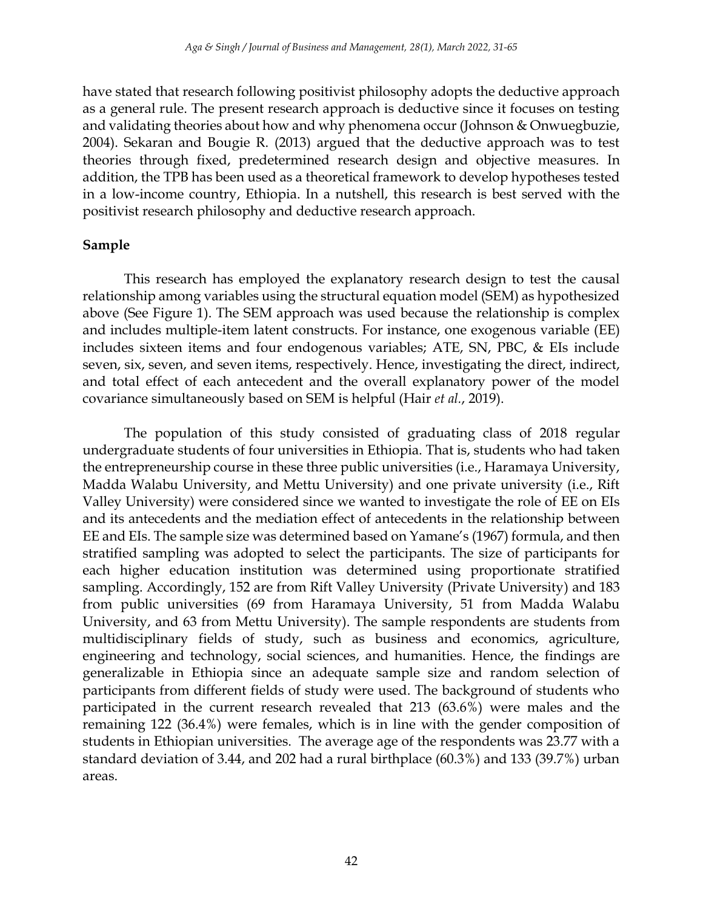have stated that research following positivist philosophy adopts the deductive approach as a general rule. The present research approach is deductive since it focuses on testing and validating theories about how and why phenomena occur (Johnson & Onwuegbuzie, 2004). Sekaran and Bougie R. (2013) argued that the deductive approach was to test theories through fixed, predetermined research design and objective measures. In addition, the TPB has been used as a theoretical framework to develop hypotheses tested in a low-income country, Ethiopia. In a nutshell, this research is best served with the positivist research philosophy and deductive research approach.

**Sample**

This research has employed the explanatory research design to test the causal relationship among variables using the structural equation model (SEM) as hypothesized above (See Figure 1). The SEM approach was used because the relationship is complex and includes multiple-item latent constructs. For instance, one exogenous variable (EE) includes sixteen items and four endogenous variables; ATE, SN, PBC, & EIs include seven, six, seven, and seven items, respectively. Hence, investigating the direct, indirect, and total effect of each antecedent and the overall explanatory power of the model covariance simultaneously based on SEM is helpful (Hair *et al.*, 2019).

The population of this study consisted of graduating class of 2018 regular undergraduate students of four universities in Ethiopia. That is, students who had taken the entrepreneurship course in these three public universities (i.e., Haramaya University, Madda Walabu University, and Mettu University) and one private university (i.e., Rift Valley University) were considered since we wanted to investigate the role of EE on EIs and its antecedents and the mediation effect of antecedents in the relationship between EE and EIs. The sample size was determined based on Yamane's (1967) formula, and then stratified sampling was adopted to select the participants. The size of participants for each higher education institution was determined using proportionate stratified sampling. Accordingly, 152 are from Rift Valley University (Private University) and 183 from public universities (69 from Haramaya University, 51 from Madda Walabu University, and 63 from Mettu University). The sample respondents are students from multidisciplinary fields of study, such as business and economics, agriculture, engineering and technology, social sciences, and humanities. Hence, the findings are generalizable in Ethiopia since an adequate sample size and random selection of participants from different fields of study were used. The background of students who participated in the current research revealed that 213 (63.6%) were males and the remaining 122 (36.4%) were females, which is in line with the gender composition of students in Ethiopian universities. The average age of the respondents was 23.77 with a standard deviation of 3.44, and 202 had a rural birthplace (60.3%) and 133 (39.7%) urban areas.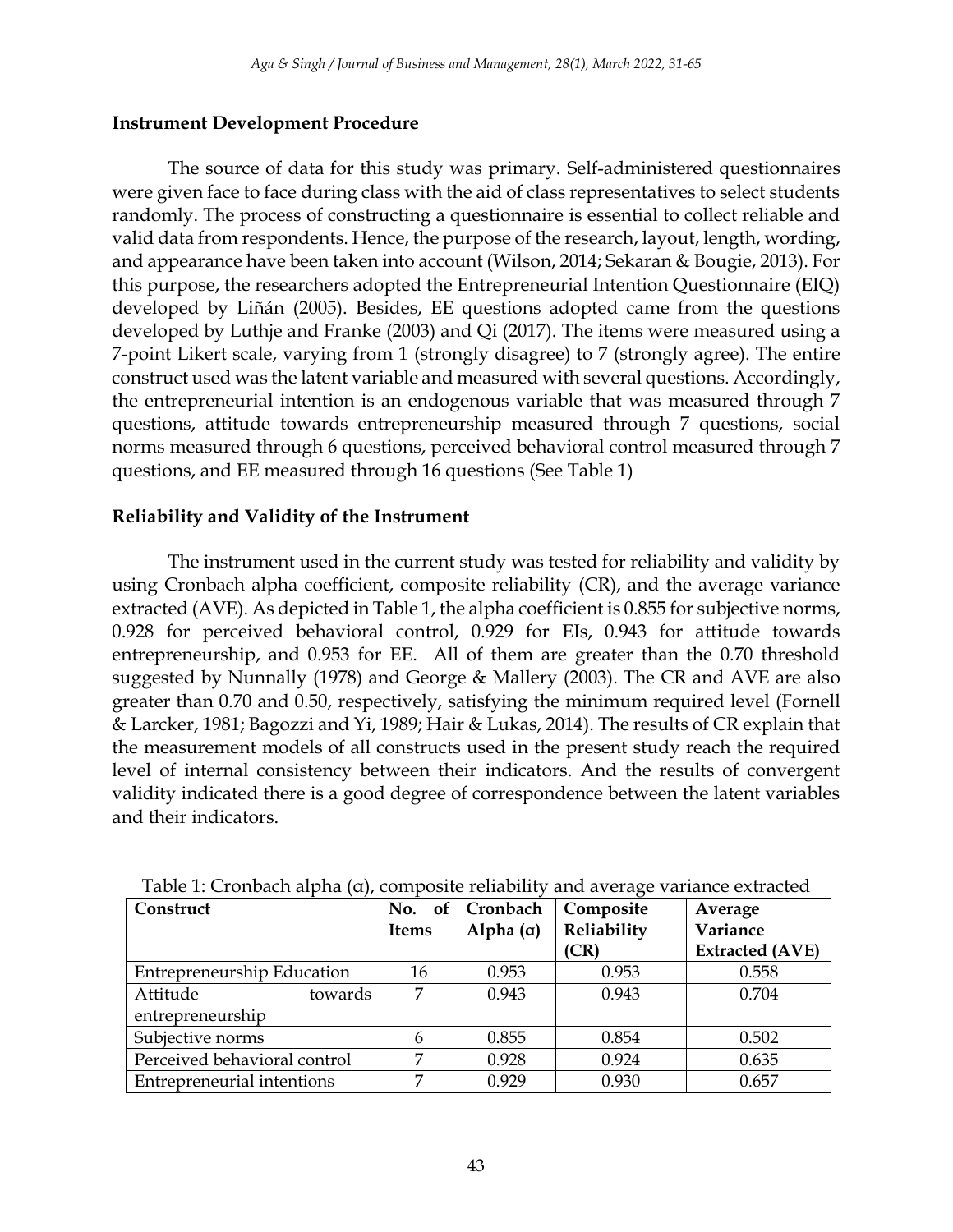## Instrument Development Procedure

The source of data for this study was primary. Self-administered questionnaires were given face to face during class with the aid of class representatives to select students randomly. The process of constructing a questionnaire is essential to collect reliable and valid data from respondents. Hence, the purpose of the research, layout, length, wording, and appearance have been taken into account (Wilson, 2014; Sekaran & Bougie, 2013). For this purpose, the researchers adopted the Entrepreneurial Intention Questionnaire (EIQ) developed by Liñán (2005). Besides, EE questions adopted came from the questions developed by Luthje and Franke (2003) and Qi (2017). The items were measured using a 7-point Likert scale, varying from 1 (strongly disagree) to 7 (strongly agree). The entire construct used was the latent variable and measured with several questions. Accordingly, the entrepreneurial intention is an endogenous variable that was measured through 7 questions, attitude towards entrepreneurship measured through 7 questions, social norms measured through 6 questions, perceived behavioral control measured through 7 questions, and EE measured through 16 questions (See Table 1)

## Reliability and Validity of the Instrument

The instrument used in the current study was tested for reliability and validity by using Cronbach alpha coefficient, composite reliability (CR), and the average variance extracted (AVE). As depicted in Table 1, the alpha coefficient is 0.855 for subjective norms, 0.928 for perceived behavioral control, 0.929 for EIs, 0.943 for attitude towards entrepreneurship, and 0.953 for EE. All of them are greater than the 0.70 threshold suggested by Nunnally (1978) and George & Mallery (2003). The CR and AVE are also greater than 0.70 and 0.50, respectively, satisfying the minimum required level (Fornell & Larcker, 1981; Bagozzi and Yi, 1989; Hair & Lukas, 2014). The results of CR explain that the measurement models of all constructs used in the present study reach the required level of internal consistency between their indicators. And the results of convergent validity indicated there is a good degree of correspondence between the latent variables and their indicators.

Table 1: Cronbach alpha (α), composite reliability and average variance extracted

| Construct | No. of Items | Cronbach Alpha (α) | Composite Reliability (CR) | Average Variance Extracted (AVE) |
|---|---|---|---|---|
| Entrepreneurship Education | 16 | 0.953 | 0.953 | 0.558 |
| Attitude towards entrepreneurship | 7 | 0.943 | 0.943 | 0.704 |
| Subjective norms | 6 | 0.855 | 0.854 | 0.502 |
| Perceived behavioral control | 7 | 0.928 | 0.924 | 0.635 |
| Entrepreneurial intentions | 7 | 0.929 | 0.930 | 0.657 |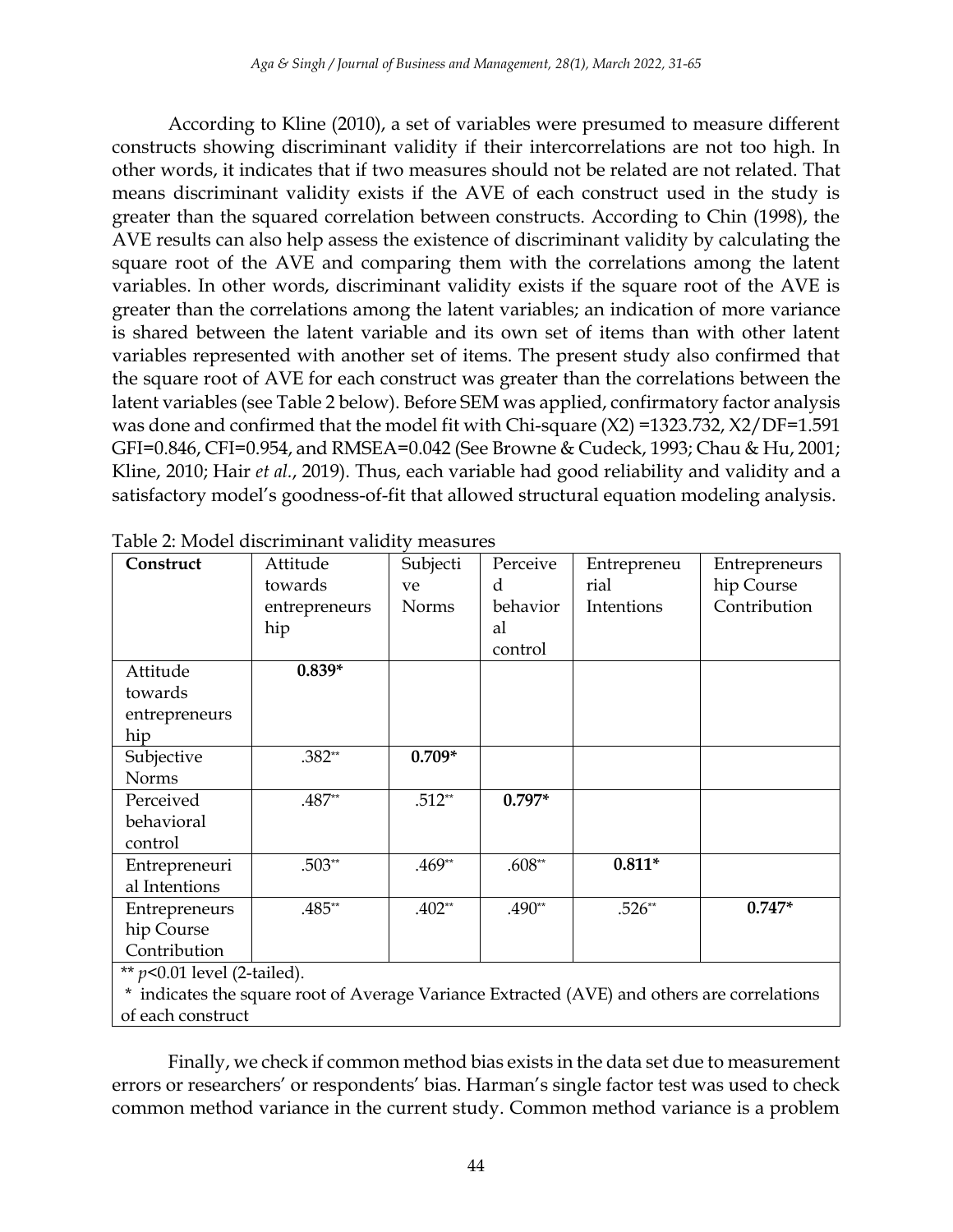According to Kline (2010), a set of variables were presumed to measure different constructs showing discriminant validity if their intercorrelations are not too high. In other words, it indicates that if two measures should not be related are not related. That means discriminant validity exists if the AVE of each construct used in the study is greater than the squared correlation between constructs. According to Chin (1998), the AVE results can also help assess the existence of discriminant validity by calculating the square root of the AVE and comparing them with the correlations among the latent variables. In other words, discriminant validity exists if the square root of the AVE is greater than the correlations among the latent variables; an indication of more variance is shared between the latent variable and its own set of items than with other latent variables represented with another set of items. The present study also confirmed that the square root of AVE for each construct was greater than the correlations between the latent variables (see Table 2 below). Before SEM was applied, confirmatory factor analysis was done and confirmed that the model fit with Chi-square ($X2$) =1323.732, $X2/DF$=1.591 GFI=0.846, CFI=0.954, and RMSEA=0.042 (See Browne & Cudeck, 1993; Chau & Hu, 2001; Kline, 2010; Hair *et al.*, 2019). Thus, each variable had good reliability and validity and a satisfactory model's goodness-of-fit that allowed structural equation modeling analysis.

Table 2: Model discriminant validity measures

| Construct | Attitude towards entrepreneurship | Subjective Norms | Perceived behavioral control | Entrepreneurial Intentions | Entrepreneurship Course Contribution |
|---|---|---|---|---|---|
| Attitude towards entrepreneurship | **0.839*** | | | | |
| Subjective Norms | .382** | **0.709*** | | | |
| Perceived behavioral control | .487** | .512** | **0.797*** | | |
| Entrepreneurial Intentions | .503** | .469** | .608** | **0.811*** | |
| Entrepreneurship Course Contribution | .485** | .402** | .490** | .526** | **0.747*** |

** $p$<0.01 level (2-tailed).
* indicates the square root of Average Variance Extracted (AVE) and others are correlations of each construct

Finally, we check if common method bias exists in the data set due to measurement errors or researchers' or respondents' bias. Harman's single factor test was used to check common method variance in the current study. Common method variance is a problem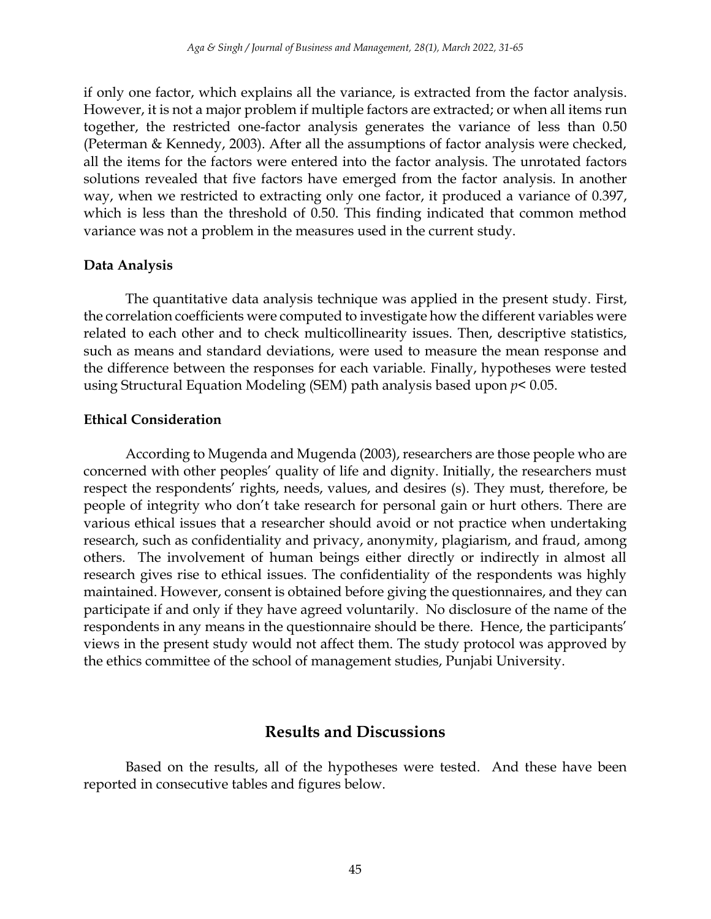if only one factor, which explains all the variance, is extracted from the factor analysis. However, it is not a major problem if multiple factors are extracted; or when all items run together, the restricted one-factor analysis generates the variance of less than 0.50 (Peterman & Kennedy, 2003). After all the assumptions of factor analysis were checked, all the items for the factors were entered into the factor analysis. The unrotated factors solutions revealed that five factors have emerged from the factor analysis. In another way, when we restricted to extracting only one factor, it produced a variance of 0.397, which is less than the threshold of 0.50. This finding indicated that common method variance was not a problem in the measures used in the current study.

### Data Analysis

The quantitative data analysis technique was applied in the present study. First, the correlation coefficients were computed to investigate how the different variables were related to each other and to check multicollinearity issues. Then, descriptive statistics, such as means and standard deviations, were used to measure the mean response and the difference between the responses for each variable. Finally, hypotheses were tested using Structural Equation Modeling (SEM) path analysis based upon $p < 0.05$.

### Ethical Consideration

According to Mugenda and Mugenda (2003), researchers are those people who are concerned with other peoples' quality of life and dignity. Initially, the researchers must respect the respondents' rights, needs, values, and desires (s). They must, therefore, be people of integrity who don't take research for personal gain or hurt others. There are various ethical issues that a researcher should avoid or not practice when undertaking research, such as confidentiality and privacy, anonymity, plagiarism, and fraud, among others. The involvement of human beings either directly or indirectly in almost all research gives rise to ethical issues. The confidentiality of the respondents was highly maintained. However, consent is obtained before giving the questionnaires, and they can participate if and only if they have agreed voluntarily. No disclosure of the name of the respondents in any means in the questionnaire should be there. Hence, the participants' views in the present study would not affect them. The study protocol was approved by the ethics committee of the school of management studies, Punjabi University.

## Results and Discussions

Based on the results, all of the hypotheses were tested. And these have been reported in consecutive tables and figures below.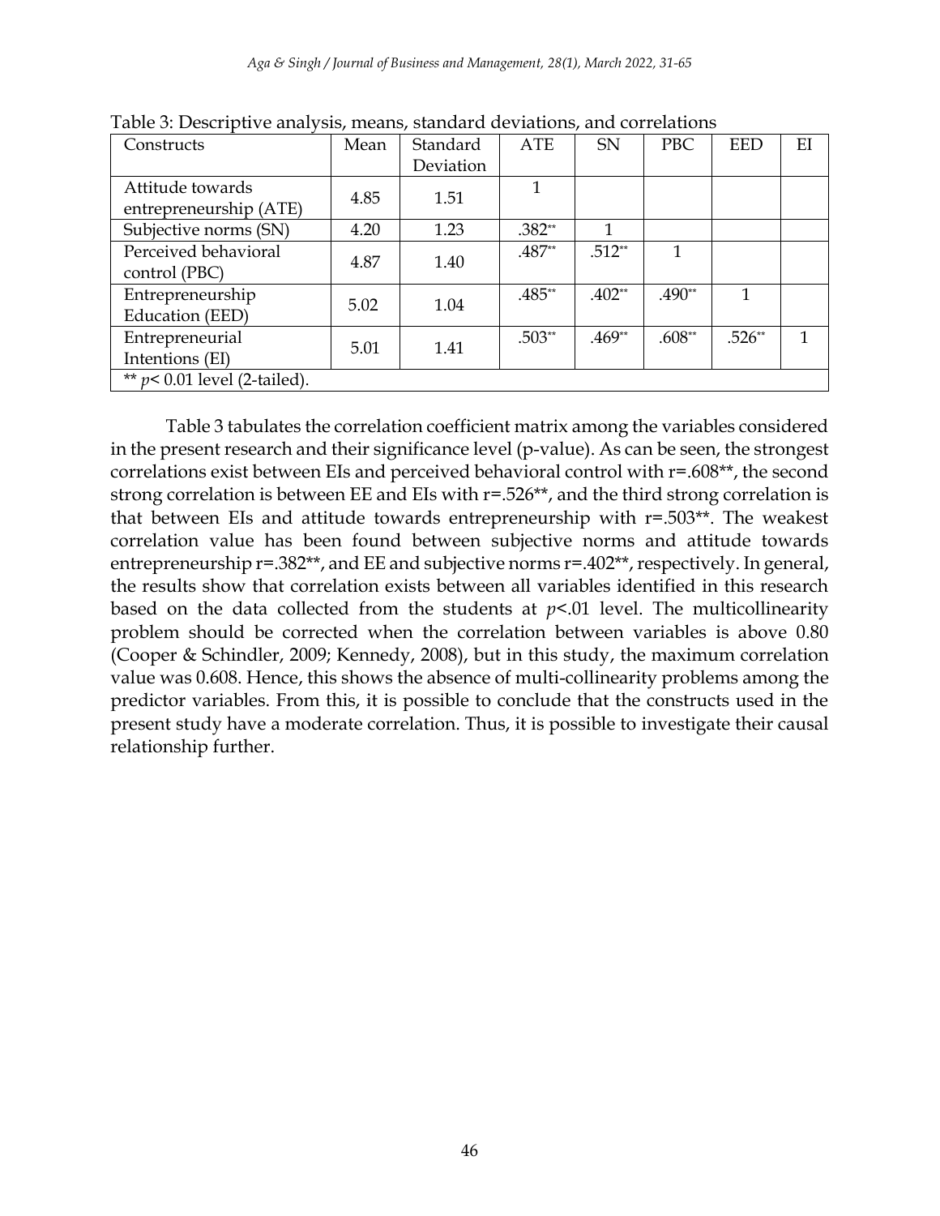Table 3: Descriptive analysis, means, standard deviations, and correlations

| Constructs | Mean | Standard Deviation | ATE | SN | PBC | EED | EI |
|---|---|---|---|---|---|---|---|
| Attitude towards entrepreneurship (ATE) | 4.85 | 1.51 | 1 | | | | |
| Subjective norms (SN) | 4.20 | 1.23 | .382** | 1 | | | |
| Perceived behavioral control (PBC) | 4.87 | 1.40 | .487** | .512** | 1 | | |
| Entrepreneurship Education (EED) | 5.02 | 1.04 | .485** | .402** | .490** | 1 | |
| Entrepreneurial Intentions (EI) | 5.01 | 1.41 | .503** | .469** | .608** | .526** | 1 |
| ** $p < 0.01$ level (2-tailed). | | | | | | | |

Table 3 tabulates the correlation coefficient matrix among the variables considered in the present research and their significance level (p-value). As can be seen, the strongest correlations exist between EIs and perceived behavioral control with r=.608**, the second strong correlation is between EE and EIs with r=.526**, and the third strong correlation is that between EIs and attitude towards entrepreneurship with r=.503**. The weakest correlation value has been found between subjective norms and attitude towards entrepreneurship r=.382**, and EE and subjective norms r=.402**, respectively. In general, the results show that correlation exists between all variables identified in this research based on the data collected from the students at $p<.01$ level. The multicollinearity problem should be corrected when the correlation between variables is above 0.80 (Cooper & Schindler, 2009; Kennedy, 2008), but in this study, the maximum correlation value was 0.608. Hence, this shows the absence of multi-collinearity problems among the predictor variables. From this, it is possible to conclude that the constructs used in the present study have a moderate correlation. Thus, it is possible to investigate their causal relationship further.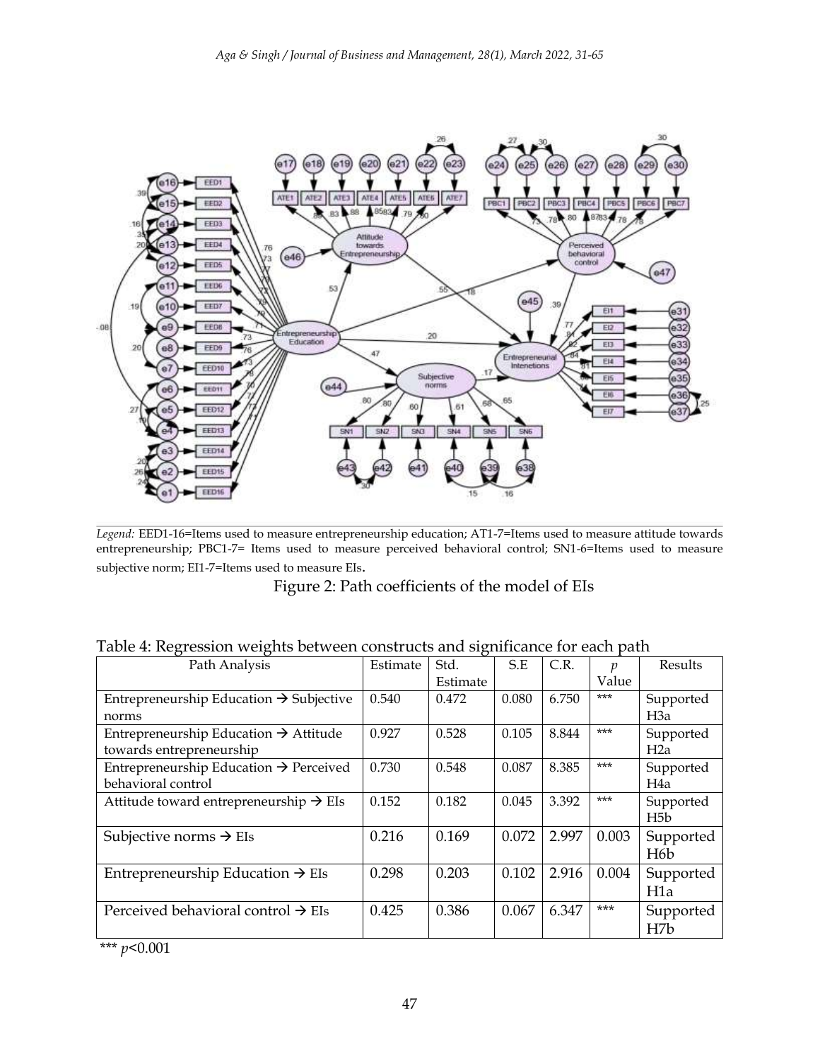*Legend:* EED1-16=Items used to measure entrepreneurship education; AT1-7=Items used to measure attitude towards entrepreneurship; PBC1-7= Items used to measure perceived behavioral control; SN1-6=Items used to measure subjective norm; EI1-7=Items used to measure EIs.

Figure 2: Path coefficients of the model of EIs

Table 4: Regression weights between constructs and significance for each path

| Path Analysis | Estimate | Std. Estimate | S.E | C.R. | *p* Value | Results |
|---|---|---|---|---|---|---|
| Entrepreneurship Education → Subjective norms | 0.540 | 0.472 | 0.080 | 6.750 | *** | Supported H3a |
| Entrepreneurship Education → Attitude towards entrepreneurship | 0.927 | 0.528 | 0.105 | 8.844 | *** | Supported H2a |
| Entrepreneurship Education → Perceived behavioral control | 0.730 | 0.548 | 0.087 | 8.385 | *** | Supported H4a |
| Attitude toward entrepreneurship → EIs | 0.152 | 0.182 | 0.045 | 3.392 | *** | Supported H5b |
| Subjective norms → EIs | 0.216 | 0.169 | 0.072 | 2.997 | 0.003 | Supported H6b |
| Entrepreneurship Education → EIs | 0.298 | 0.203 | 0.102 | 2.916 | 0.004 | Supported H1a |
| Perceived behavioral control → EIs | 0.425 | 0.386 | 0.067 | 6.347 | *** | Supported H7b |

*** $p<0.001$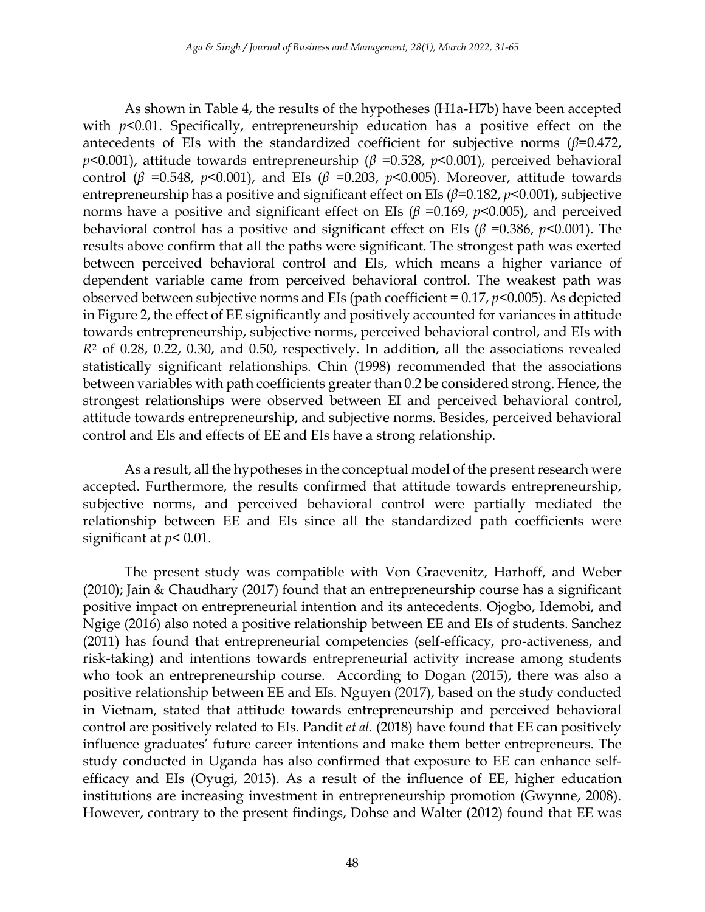As shown in Table 4, the results of the hypotheses (H1a-H7b) have been accepted with $p<0.01$. Specifically, entrepreneurship education has a positive effect on the antecedents of EIs with the standardized coefficient for subjective norms ($\beta=0.472$, $p<0.001$), attitude towards entrepreneurship ($\beta=0.528$, $p<0.001$), perceived behavioral control ($\beta=0.548$, $p<0.001$), and EIs ($\beta=0.203$, $p<0.005$). Moreover, attitude towards entrepreneurship has a positive and significant effect on EIs ($\beta=0.182$, $p<0.001$), subjective norms have a positive and significant effect on EIs ($\beta=0.169$, $p<0.005$), and perceived behavioral control has a positive and significant effect on EIs ($\beta=0.386$, $p<0.001$). The results above confirm that all the paths were significant. The strongest path was exerted between perceived behavioral control and EIs, which means a higher variance of dependent variable came from perceived behavioral control. The weakest path was observed between subjective norms and EIs (path coefficient = 0.17, $p<0.005$). As depicted in Figure 2, the effect of EE significantly and positively accounted for variances in attitude towards entrepreneurship, subjective norms, perceived behavioral control, and EIs with $R^2$ of 0.28, 0.22, 0.30, and 0.50, respectively. In addition, all the associations revealed statistically significant relationships. Chin (1998) recommended that the associations between variables with path coefficients greater than 0.2 be considered strong. Hence, the strongest relationships were observed between EI and perceived behavioral control, attitude towards entrepreneurship, and subjective norms. Besides, perceived behavioral control and EIs and effects of EE and EIs have a strong relationship.

As a result, all the hypotheses in the conceptual model of the present research were accepted. Furthermore, the results confirmed that attitude towards entrepreneurship, subjective norms, and perceived behavioral control were partially mediated the relationship between EE and EIs since all the standardized path coefficients were significant at $p<0.01$.

The present study was compatible with Von Graevenitz, Harhoff, and Weber (2010); Jain & Chaudhary (2017) found that an entrepreneurship course has a significant positive impact on entrepreneurial intention and its antecedents. Ojogbo, Idemobi, and Ngige (2016) also noted a positive relationship between EE and EIs of students. Sanchez (2011) has found that entrepreneurial competencies (self-efficacy, pro-activeness, and risk-taking) and intentions towards entrepreneurial activity increase among students who took an entrepreneurship course. According to Dogan (2015), there was also a positive relationship between EE and EIs. Nguyen (2017), based on the study conducted in Vietnam, stated that attitude towards entrepreneurship and perceived behavioral control are positively related to EIs. Pandit *et al.* (2018) have found that EE can positively influence graduates' future career intentions and make them better entrepreneurs. The study conducted in Uganda has also confirmed that exposure to EE can enhance self-efficacy and EIs (Oyugi, 2015). As a result of the influence of EE, higher education institutions are increasing investment in entrepreneurship promotion (Gwynne, 2008). However, contrary to the present findings, Dohse and Walter (2012) found that EE was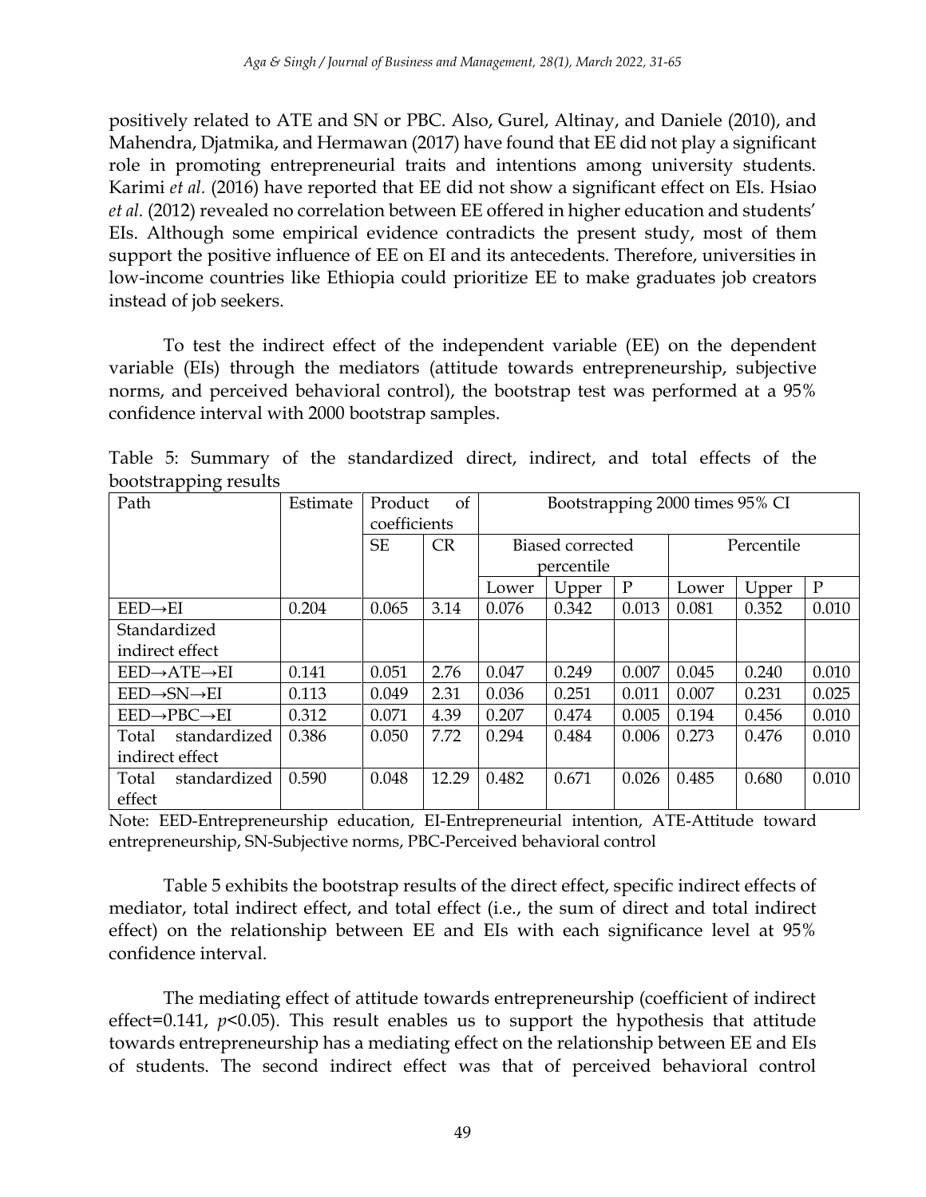positively related to ATE and SN or PBC. Also, Gurel, Altinay, and Daniele (2010), and Mahendra, Djatmika, and Hermawan (2017) have found that EE did not play a significant role in promoting entrepreneurial traits and intentions among university students. Karimi *et al.* (2016) have reported that EE did not show a significant effect on EIs. Hsiao *et al.* (2012) revealed no correlation between EE offered in higher education and students' EIs. Although some empirical evidence contradicts the present study, most of them support the positive influence of EE on EI and its antecedents. Therefore, universities in low-income countries like Ethiopia could prioritize EE to make graduates job creators instead of job seekers.

To test the indirect effect of the independent variable (EE) on the dependent variable (EIs) through the mediators (attitude towards entrepreneurship, subjective norms, and perceived behavioral control), the bootstrap test was performed at a 95% confidence interval with 2000 bootstrap samples.

Table 5: Summary of the standardized direct, indirect, and total effects of the bootstrapping results

| Path | Estimate | Product of coefficients | | Bootstrapping 2000 times 95% CI | | | | | |
|---|---|---|---|---|---|---|---|---|---|
| | | SE | CR | Biased corrected percentile | | | Percentile | | |
| | | | | Lower | Upper | P | Lower | Upper | P |
| EED→EI | 0.204 | 0.065 | 3.14 | 0.076 | 0.342 | 0.013 | 0.081 | 0.352 | 0.010 |
| Standardized indirect effect | | | | | | | | | |
| EED→ATE→EI | 0.141 | 0.051 | 2.76 | 0.047 | 0.249 | 0.007 | 0.045 | 0.240 | 0.010 |
| EED→SN→EI | 0.113 | 0.049 | 2.31 | 0.036 | 0.251 | 0.011 | 0.007 | 0.231 | 0.025 |
| EED→PBC→EI | 0.312 | 0.071 | 4.39 | 0.207 | 0.474 | 0.005 | 0.194 | 0.456 | 0.010 |
| Total standardized indirect effect | 0.386 | 0.050 | 7.72 | 0.294 | 0.484 | 0.006 | 0.273 | 0.476 | 0.010 |
| Total standardized effect | 0.590 | 0.048 | 12.29 | 0.482 | 0.671 | 0.026 | 0.485 | 0.680 | 0.010 |

Note: EED-Entrepreneurship education, EI-Entrepreneurial intention, ATE-Attitude toward entrepreneurship, SN-Subjective norms, PBC-Perceived behavioral control

Table 5 exhibits the bootstrap results of the direct effect, specific indirect effects of mediator, total indirect effect, and total effect (i.e., the sum of direct and total indirect effect) on the relationship between EE and EIs with each significance level at 95% confidence interval.

The mediating effect of attitude towards entrepreneurship (coefficient of indirect effect=0.141, $p<0.05$). This result enables us to support the hypothesis that attitude towards entrepreneurship has a mediating effect on the relationship between EE and EIs of students. The second indirect effect was that of perceived behavioral control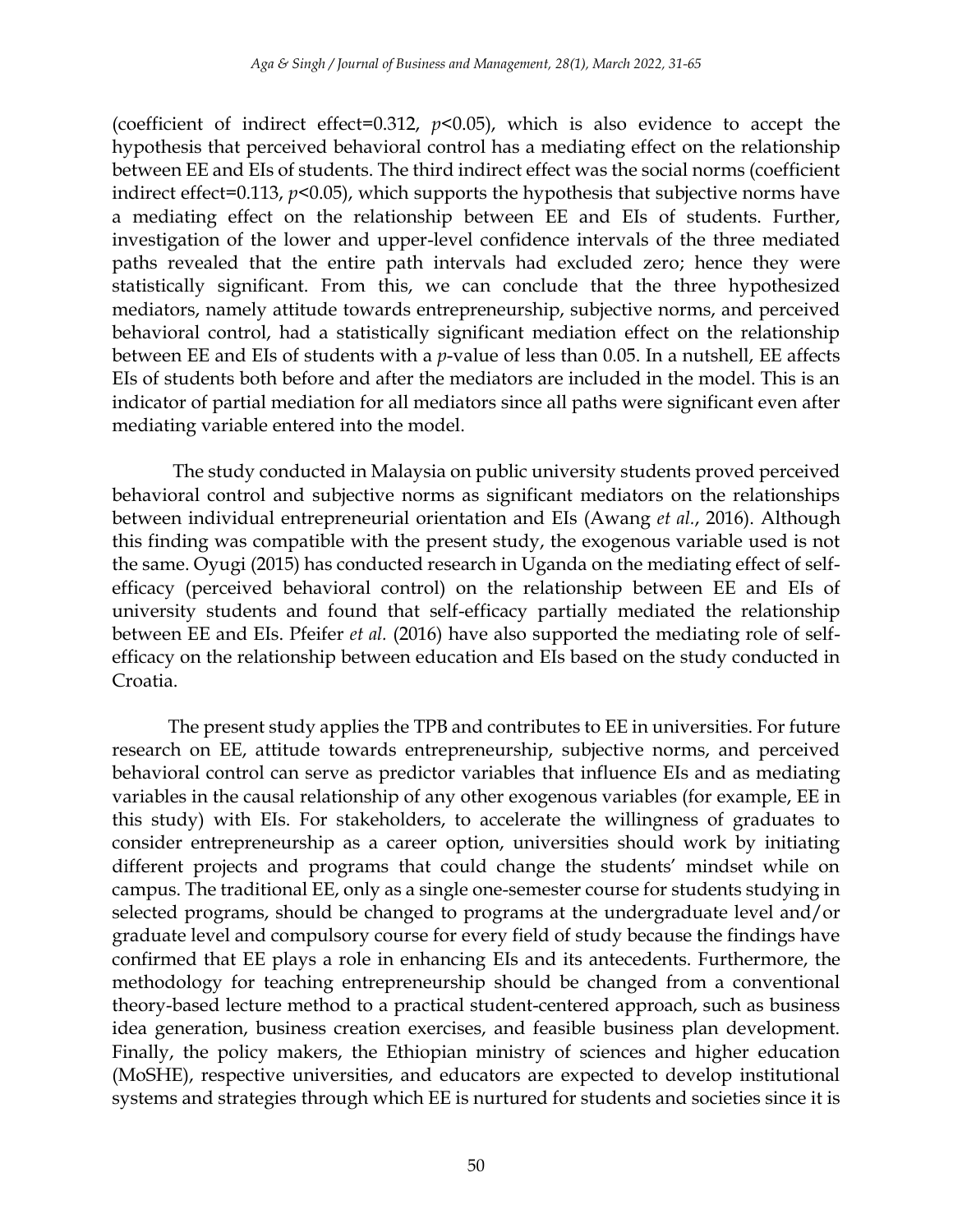(coefficient of indirect effect=0.312, $p<0.05$), which is also evidence to accept the hypothesis that perceived behavioral control has a mediating effect on the relationship between EE and EIs of students. The third indirect effect was the social norms (coefficient indirect effect=0.113, $p<0.05$), which supports the hypothesis that subjective norms have a mediating effect on the relationship between EE and EIs of students. Further, investigation of the lower and upper-level confidence intervals of the three mediated paths revealed that the entire path intervals had excluded zero; hence they were statistically significant. From this, we can conclude that the three hypothesized mediators, namely attitude towards entrepreneurship, subjective norms, and perceived behavioral control, had a statistically significant mediation effect on the relationship between EE and EIs of students with a $p$-value of less than 0.05. In a nutshell, EE affects EIs of students both before and after the mediators are included in the model. This is an indicator of partial mediation for all mediators since all paths were significant even after mediating variable entered into the model.

The study conducted in Malaysia on public university students proved perceived behavioral control and subjective norms as significant mediators on the relationships between individual entrepreneurial orientation and EIs (Awang *et al.*, 2016). Although this finding was compatible with the present study, the exogenous variable used is not the same. Oyugi (2015) has conducted research in Uganda on the mediating effect of self-efficacy (perceived behavioral control) on the relationship between EE and EIs of university students and found that self-efficacy partially mediated the relationship between EE and EIs. Pfeifer *et al.* (2016) have also supported the mediating role of self-efficacy on the relationship between education and EIs based on the study conducted in Croatia.

The present study applies the TPB and contributes to EE in universities. For future research on EE, attitude towards entrepreneurship, subjective norms, and perceived behavioral control can serve as predictor variables that influence EIs and as mediating variables in the causal relationship of any other exogenous variables (for example, EE in this study) with EIs. For stakeholders, to accelerate the willingness of graduates to consider entrepreneurship as a career option, universities should work by initiating different projects and programs that could change the students' mindset while on campus. The traditional EE, only as a single one-semester course for students studying in selected programs, should be changed to programs at the undergraduate level and/or graduate level and compulsory course for every field of study because the findings have confirmed that EE plays a role in enhancing EIs and its antecedents. Furthermore, the methodology for teaching entrepreneurship should be changed from a conventional theory-based lecture method to a practical student-centered approach, such as business idea generation, business creation exercises, and feasible business plan development. Finally, the policy makers, the Ethiopian ministry of sciences and higher education (MoSHE), respective universities, and educators are expected to develop institutional systems and strategies through which EE is nurtured for students and societies since it is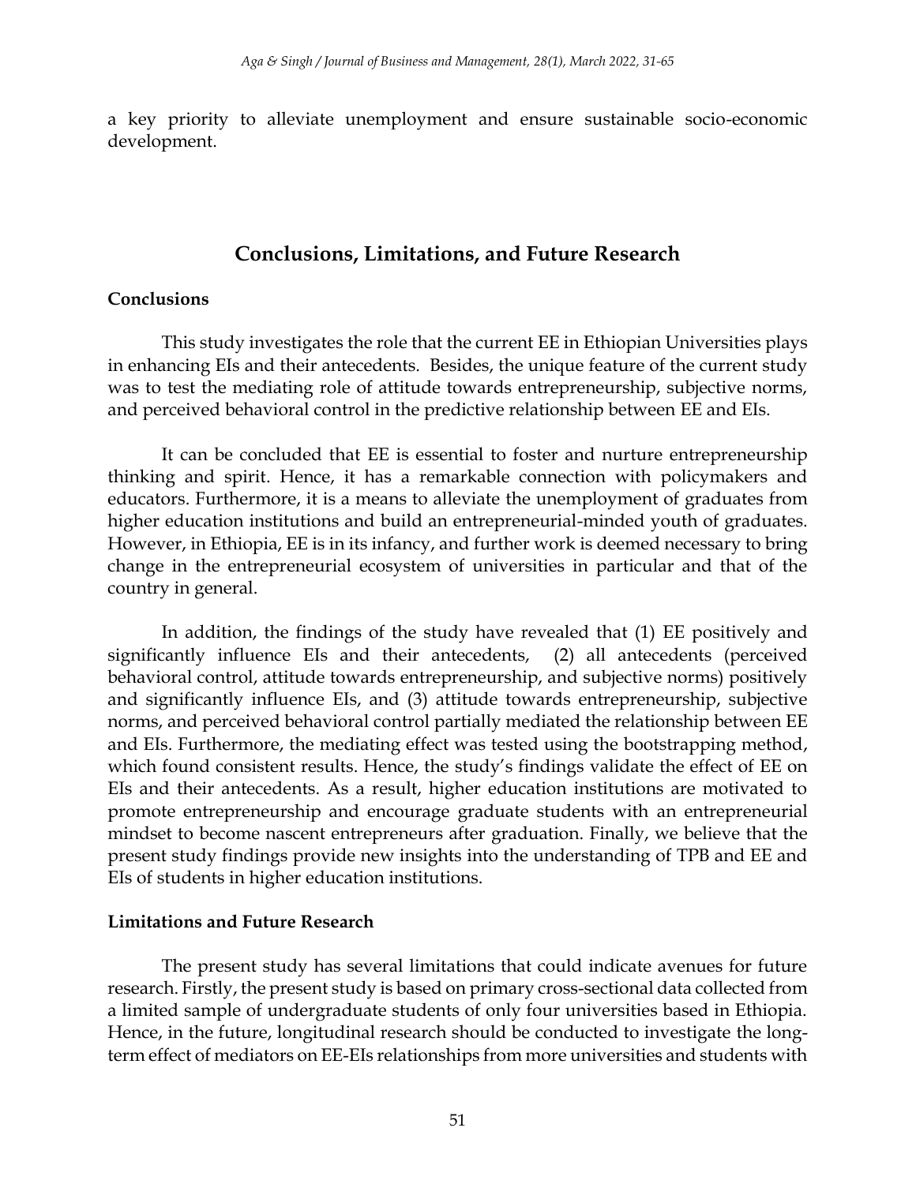a key priority to alleviate unemployment and ensure sustainable socio-economic development.

## Conclusions, Limitations, and Future Research

### Conclusions

This study investigates the role that the current EE in Ethiopian Universities plays in enhancing EIs and their antecedents. Besides, the unique feature of the current study was to test the mediating role of attitude towards entrepreneurship, subjective norms, and perceived behavioral control in the predictive relationship between EE and EIs.

It can be concluded that EE is essential to foster and nurture entrepreneurship thinking and spirit. Hence, it has a remarkable connection with policymakers and educators. Furthermore, it is a means to alleviate the unemployment of graduates from higher education institutions and build an entrepreneurial-minded youth of graduates. However, in Ethiopia, EE is in its infancy, and further work is deemed necessary to bring change in the entrepreneurial ecosystem of universities in particular and that of the country in general.

In addition, the findings of the study have revealed that (1) EE positively and significantly influence EIs and their antecedents, (2) all antecedents (perceived behavioral control, attitude towards entrepreneurship, and subjective norms) positively and significantly influence EIs, and (3) attitude towards entrepreneurship, subjective norms, and perceived behavioral control partially mediated the relationship between EE and EIs. Furthermore, the mediating effect was tested using the bootstrapping method, which found consistent results. Hence, the study's findings validate the effect of EE on EIs and their antecedents. As a result, higher education institutions are motivated to promote entrepreneurship and encourage graduate students with an entrepreneurial mindset to become nascent entrepreneurs after graduation. Finally, we believe that the present study findings provide new insights into the understanding of TPB and EE and EIs of students in higher education institutions.

### Limitations and Future Research

The present study has several limitations that could indicate avenues for future research. Firstly, the present study is based on primary cross-sectional data collected from a limited sample of undergraduate students of only four universities based in Ethiopia. Hence, in the future, longitudinal research should be conducted to investigate the long-term effect of mediators on EE-EIs relationships from more universities and students with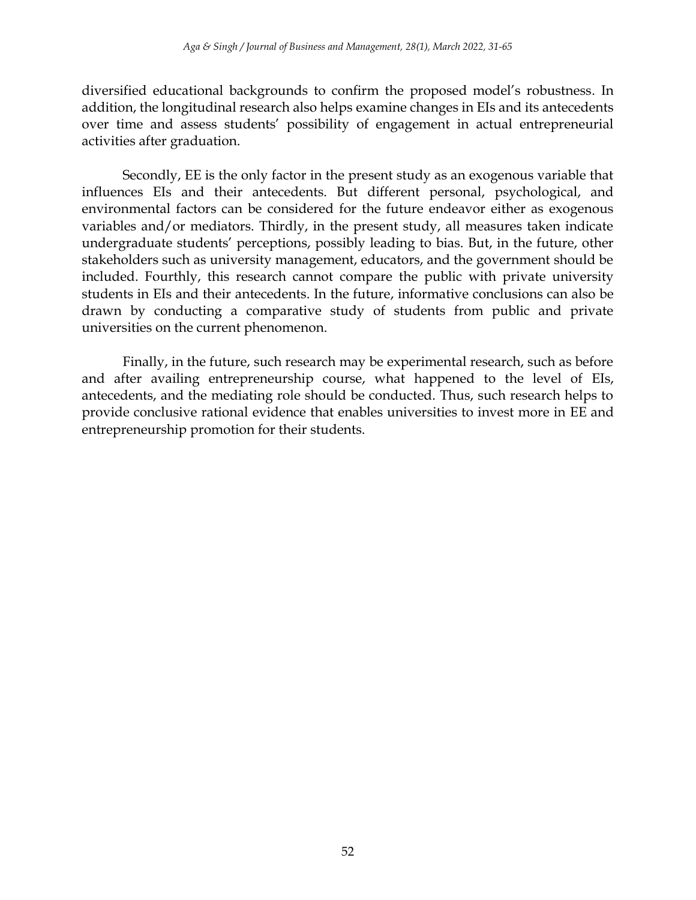diversified educational backgrounds to confirm the proposed model's robustness. In addition, the longitudinal research also helps examine changes in EIs and its antecedents over time and assess students' possibility of engagement in actual entrepreneurial activities after graduation.

Secondly, EE is the only factor in the present study as an exogenous variable that influences EIs and their antecedents. But different personal, psychological, and environmental factors can be considered for the future endeavor either as exogenous variables and/or mediators. Thirdly, in the present study, all measures taken indicate undergraduate students' perceptions, possibly leading to bias. But, in the future, other stakeholders such as university management, educators, and the government should be included. Fourthly, this research cannot compare the public with private university students in EIs and their antecedents. In the future, informative conclusions can also be drawn by conducting a comparative study of students from public and private universities on the current phenomenon.

Finally, in the future, such research may be experimental research, such as before and after availing entrepreneurship course, what happened to the level of EIs, antecedents, and the mediating role should be conducted. Thus, such research helps to provide conclusive rational evidence that enables universities to invest more in EE and entrepreneurship promotion for their students.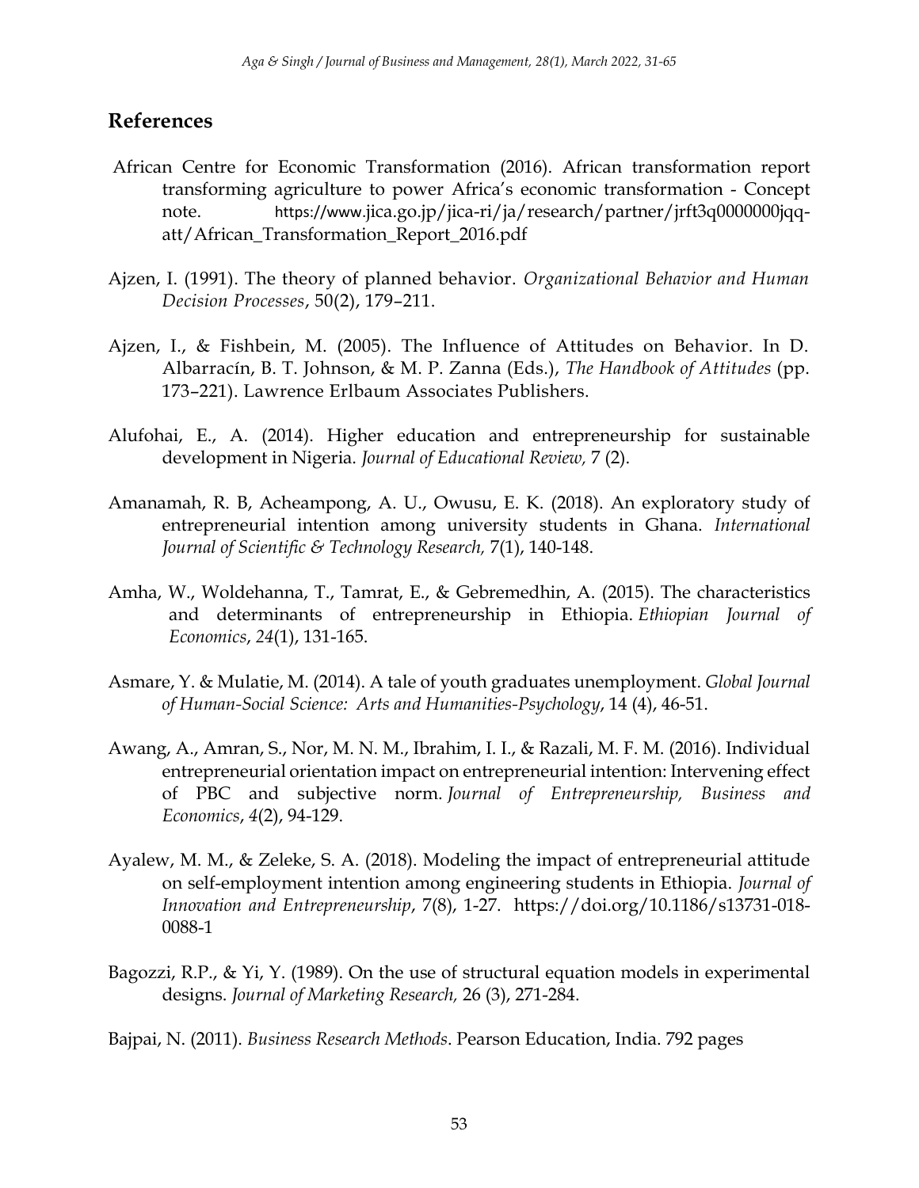## References

African Centre for Economic Transformation (2016). African transformation report transforming agriculture to power Africa's economic transformation - Concept note. https://www.jica.go.jp/jica-ri/ja/research/partner/jrft3q0000000jqq-att/African_Transformation_Report_2016.pdf

Ajzen, I. (1991). The theory of planned behavior. *Organizational Behavior and Human Decision Processes*, 50(2), 179–211.

Ajzen, I., & Fishbein, M. (2005). The Influence of Attitudes on Behavior. In D. Albarracín, B. T. Johnson, & M. P. Zanna (Eds.), *The Handbook of Attitudes* (pp. 173–221). Lawrence Erlbaum Associates Publishers.

Alufohai, E., A. (2014). Higher education and entrepreneurship for sustainable development in Nigeria. *Journal of Educational Review,* 7 (2).

Amanamah, R. B, Acheampong, A. U., Owusu, E. K. (2018). An exploratory study of entrepreneurial intention among university students in Ghana. *International Journal of Scientific & Technology Research,* 7(1), 140-148.

Amha, W., Woldehanna, T., Tamrat, E., & Gebremedhin, A. (2015). The characteristics and determinants of entrepreneurship in Ethiopia. *Ethiopian Journal of Economics*, *24*(1), 131-165.

Asmare, Y. & Mulatie, M. (2014). A tale of youth graduates unemployment. *Global Journal of Human-Social Science: Arts and Humanities-Psychology*, 14 (4), 46-51.

Awang, A., Amran, S., Nor, M. N. M., Ibrahim, I. I., & Razali, M. F. M. (2016). Individual entrepreneurial orientation impact on entrepreneurial intention: Intervening effect of PBC and subjective norm. *Journal of Entrepreneurship, Business and Economics*, *4*(2), 94-129.

Ayalew, M. M., & Zeleke, S. A. (2018). Modeling the impact of entrepreneurial attitude on self-employment intention among engineering students in Ethiopia. *Journal of Innovation and Entrepreneurship*, 7(8), 1-27. https://doi.org/10.1186/s13731-018-0088-1

Bagozzi, R.P., & Yi, Y. (1989). On the use of structural equation models in experimental designs. *Journal of Marketing Research,* 26 (3), 271-284.

Bajpai, N. (2011). *Business Research Methods*. Pearson Education, India. 792 pages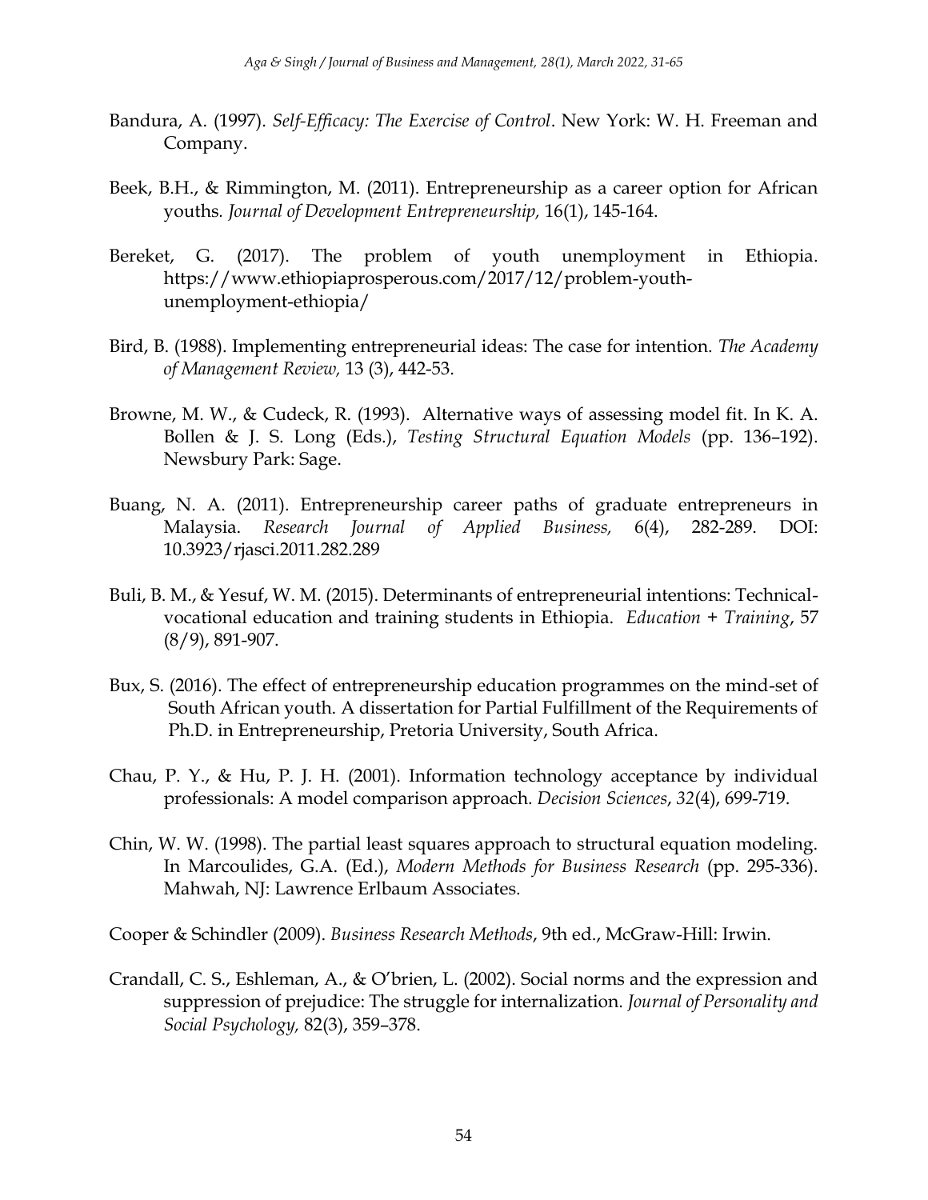Bandura, A. (1997). *Self-Efficacy: The Exercise of Control*. New York: W. H. Freeman and Company.

Beek, B.H., & Rimmington, M. (2011). Entrepreneurship as a career option for African youths. *Journal of Development Entrepreneurship,* 16(1), 145-164.

Bereket, G. (2017). The problem of youth unemployment in Ethiopia. https://www.ethiopiaprosperous.com/2017/12/problem-youth-unemployment-ethiopia/

Bird, B. (1988). Implementing entrepreneurial ideas: The case for intention. *The Academy of Management Review,* 13 (3), 442-53.

Browne, M. W., & Cudeck, R. (1993). Alternative ways of assessing model fit. In K. A. Bollen & J. S. Long (Eds.), *Testing Structural Equation Models* (pp. 136–192). Newsbury Park: Sage.

Buang, N. A. (2011). Entrepreneurship career paths of graduate entrepreneurs in Malaysia. *Research Journal of Applied Business,* 6(4), 282-289. DOI: 10.3923/rjasci.2011.282.289

Buli, B. M., & Yesuf, W. M. (2015). Determinants of entrepreneurial intentions: Technical-vocational education and training students in Ethiopia. *Education + Training*, 57 (8/9), 891-907.

Bux, S. (2016). The effect of entrepreneurship education programmes on the mind-set of South African youth. A dissertation for Partial Fulfillment of the Requirements of Ph.D. in Entrepreneurship, Pretoria University, South Africa.

Chau, P. Y., & Hu, P. J. H. (2001). Information technology acceptance by individual professionals: A model comparison approach. *Decision Sciences*, *32*(4), 699-719.

Chin, W. W. (1998). The partial least squares approach to structural equation modeling. In Marcoulides, G.A. (Ed.), *Modern Methods for Business Research* (pp. 295-336). Mahwah, NJ: Lawrence Erlbaum Associates.

Cooper & Schindler (2009). *Business Research Methods*, 9th ed., McGraw-Hill: Irwin.

Crandall, C. S., Eshleman, A., & O'brien, L. (2002). Social norms and the expression and suppression of prejudice: The struggle for internalization. *Journal of Personality and Social Psychology,* 82(3), 359–378.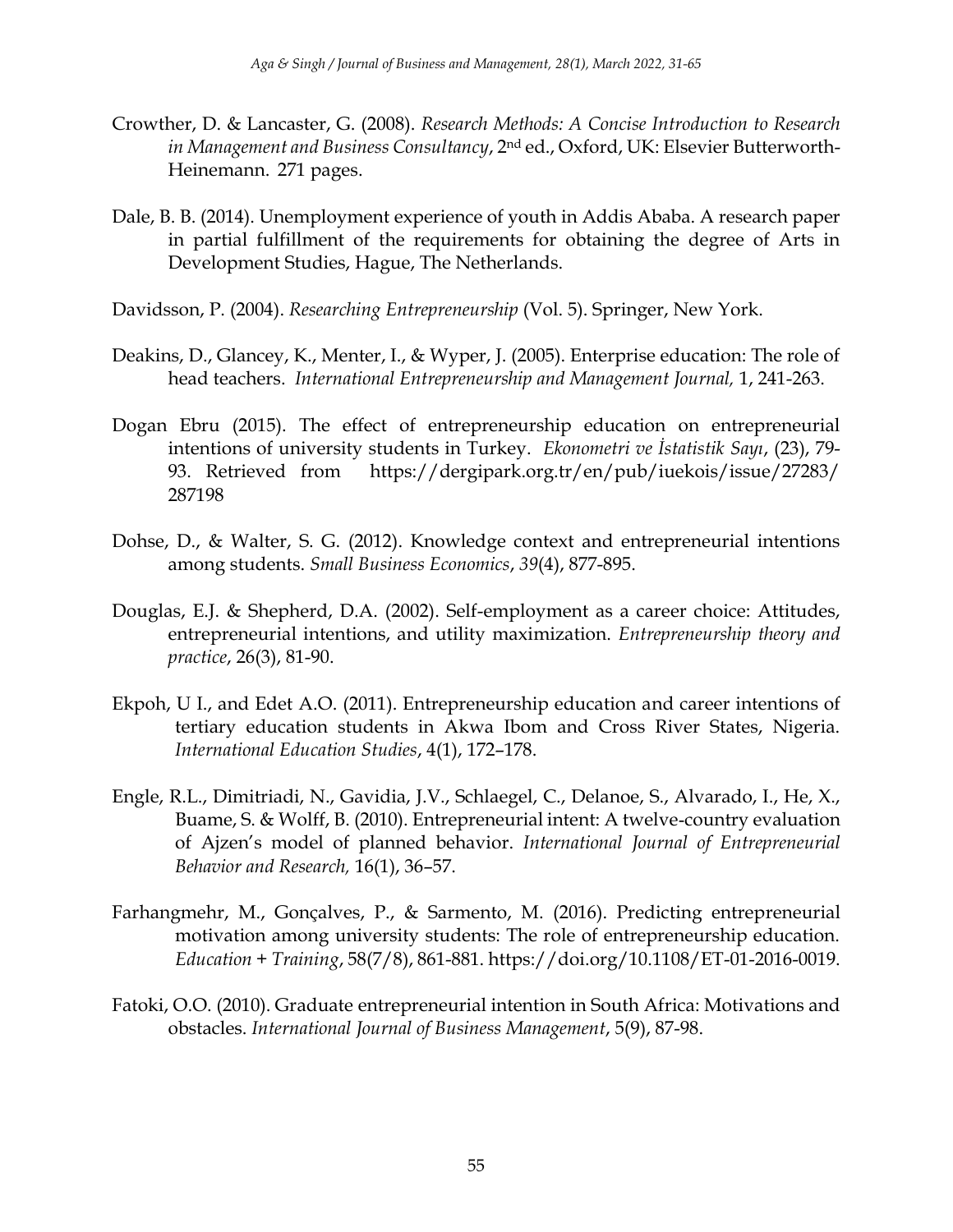Crowther, D. & Lancaster, G. (2008). *Research Methods: A Concise Introduction to Research in Management and Business Consultancy*, 2nd ed., Oxford, UK: Elsevier Butterworth-Heinemann. 271 pages.

Dale, B. B. (2014). Unemployment experience of youth in Addis Ababa. A research paper in partial fulfillment of the requirements for obtaining the degree of Arts in Development Studies, Hague, The Netherlands.

Davidsson, P. (2004). *Researching Entrepreneurship* (Vol. 5). Springer, New York.

Deakins, D., Glancey, K., Menter, I., & Wyper, J. (2005). Enterprise education: The role of head teachers. *International Entrepreneurship and Management Journal,* 1, 241-263.

Dogan Ebru (2015). The effect of entrepreneurship education on entrepreneurial intentions of university students in Turkey. *Ekonometri ve İstatistik Sayı*, (23), 79-93. Retrieved from https://dergipark.org.tr/en/pub/iuekois/issue/27283/287198

Dohse, D., & Walter, S. G. (2012). Knowledge context and entrepreneurial intentions among students. *Small Business Economics*, *39*(4), 877-895.

Douglas, E.J. & Shepherd, D.A. (2002). Self-employment as a career choice: Attitudes, entrepreneurial intentions, and utility maximization. *Entrepreneurship theory and practice*, 26(3), 81-90.

Ekpoh, U I., and Edet A.O. (2011). Entrepreneurship education and career intentions of tertiary education students in Akwa Ibom and Cross River States, Nigeria. *International Education Studies*, 4(1), 172–178.

Engle, R.L., Dimitriadi, N., Gavidia, J.V., Schlaegel, C., Delanoe, S., Alvarado, I., He, X., Buame, S. & Wolff, B. (2010). Entrepreneurial intent: A twelve-country evaluation of Ajzen's model of planned behavior. *International Journal of Entrepreneurial Behavior and Research,* 16(1), 36–57.

Farhangmehr, M., Gonçalves, P., & Sarmento, M. (2016). Predicting entrepreneurial motivation among university students: The role of entrepreneurship education. *Education + Training*, 58(7/8), 861-881. https://doi.org/10.1108/ET-01-2016-0019.

Fatoki, O.O. (2010). Graduate entrepreneurial intention in South Africa: Motivations and obstacles. *International Journal of Business Management*, 5(9), 87-98.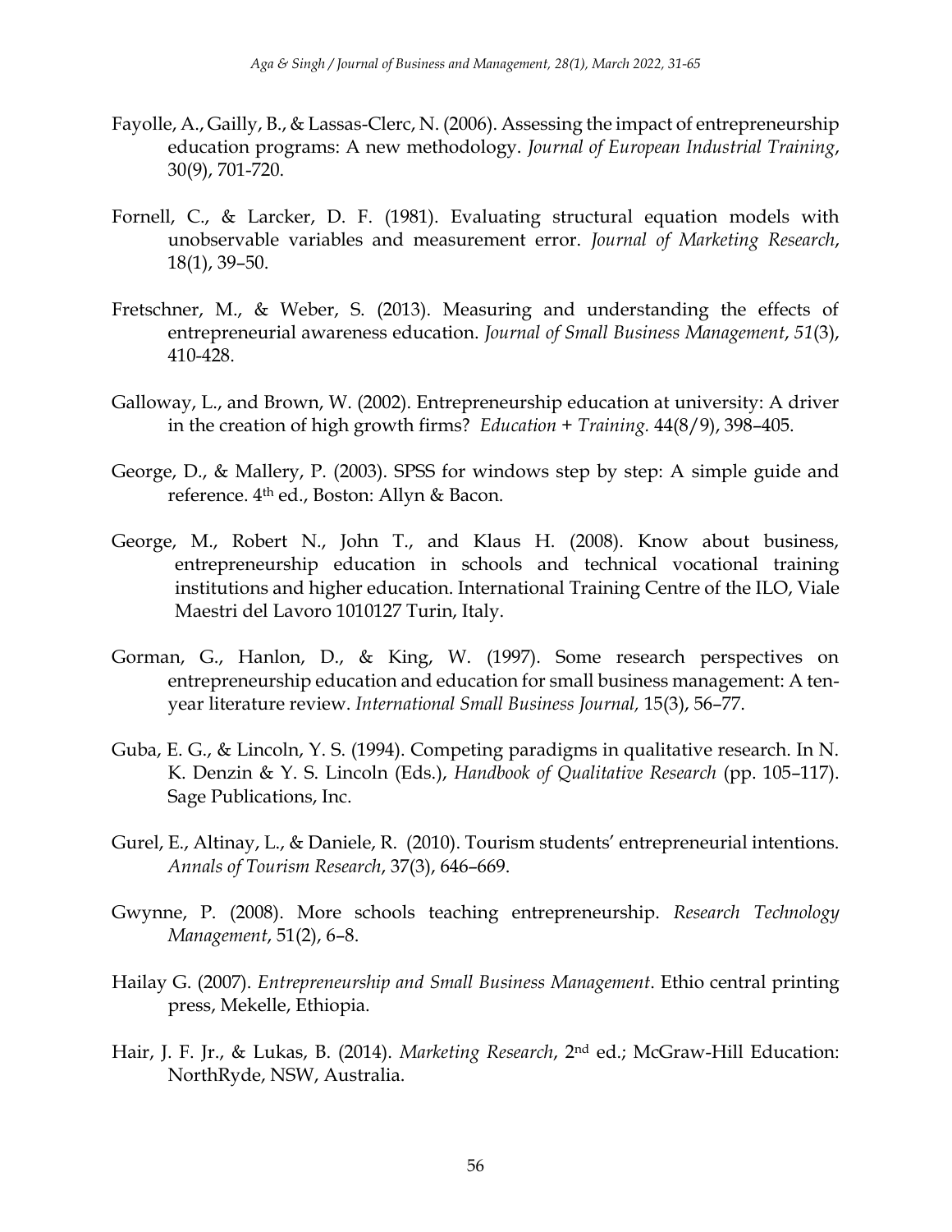Fayolle, A., Gailly, B., & Lassas-Clerc, N. (2006). Assessing the impact of entrepreneurship education programs: A new methodology. *Journal of European Industrial Training*, 30(9), 701-720.

Fornell, C., & Larcker, D. F. (1981). Evaluating structural equation models with unobservable variables and measurement error. *Journal of Marketing Research*, 18(1), 39–50.

Fretschner, M., & Weber, S. (2013). Measuring and understanding the effects of entrepreneurial awareness education. *Journal of Small Business Management*, *51*(3), 410-428.

Galloway, L., and Brown, W. (2002). Entrepreneurship education at university: A driver in the creation of high growth firms? *Education + Training.* 44(8/9), 398–405.

George, D., & Mallery, P. (2003). SPSS for windows step by step: A simple guide and reference. 4th ed., Boston: Allyn & Bacon.

George, M., Robert N., John T., and Klaus H. (2008). Know about business, entrepreneurship education in schools and technical vocational training institutions and higher education. International Training Centre of the ILO, Viale Maestri del Lavoro 1010127 Turin, Italy.

Gorman, G., Hanlon, D., & King, W. (1997). Some research perspectives on entrepreneurship education and education for small business management: A ten-year literature review. *International Small Business Journal,* 15(3), 56–77.

Guba, E. G., & Lincoln, Y. S. (1994). Competing paradigms in qualitative research. In N. K. Denzin & Y. S. Lincoln (Eds.), *Handbook of Qualitative Research* (pp. 105–117). Sage Publications, Inc.

Gurel, E., Altinay, L., & Daniele, R. (2010). Tourism students' entrepreneurial intentions. *Annals of Tourism Research*, 37(3), 646–669.

Gwynne, P. (2008). More schools teaching entrepreneurship. *Research Technology Management*, 51(2), 6–8.

Hailay G. (2007). *Entrepreneurship and Small Business Management*. Ethio central printing press, Mekelle, Ethiopia.

Hair, J. F. Jr., & Lukas, B. (2014). *Marketing Research*, 2nd ed.; McGraw-Hill Education: NorthRyde, NSW, Australia.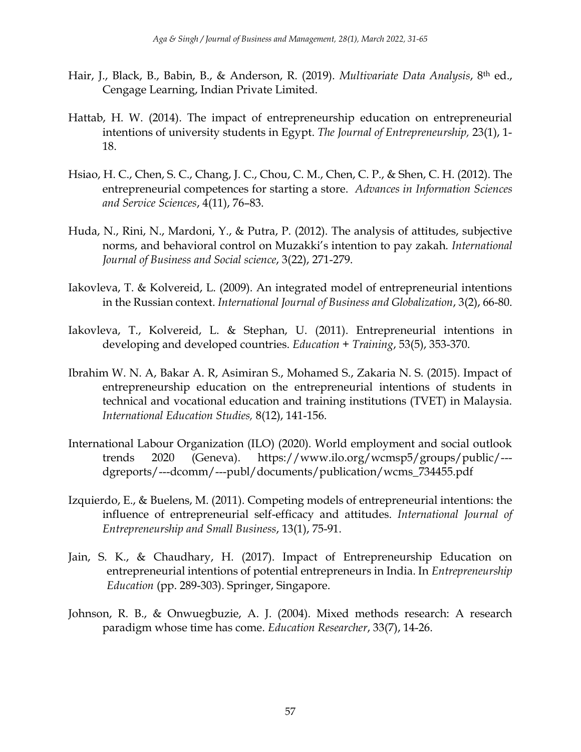Hair, J., Black, B., Babin, B., & Anderson, R. (2019). *Multivariate Data Analysis*, 8th ed., Cengage Learning, Indian Private Limited.

Hattab, H. W. (2014). The impact of entrepreneurship education on entrepreneurial intentions of university students in Egypt. *The Journal of Entrepreneurship,* 23(1), 1-18.

Hsiao, H. C., Chen, S. C., Chang, J. C., Chou, C. M., Chen, C. P., & Shen, C. H. (2012). The entrepreneurial competences for starting a store. *Advances in Information Sciences and Service Sciences*, 4(11), 76–83.

Huda, N., Rini, N., Mardoni, Y., & Putra, P. (2012). The analysis of attitudes, subjective norms, and behavioral control on Muzakki's intention to pay zakah. *International Journal of Business and Social science*, 3(22), 271-279.

Iakovleva, T. & Kolvereid, L. (2009). An integrated model of entrepreneurial intentions in the Russian context. *International Journal of Business and Globalization*, 3(2), 66-80.

Iakovleva, T., Kolvereid, L. & Stephan, U. (2011). Entrepreneurial intentions in developing and developed countries. *Education + Training*, 53(5), 353-370.

Ibrahim W. N. A, Bakar A. R, Asimiran S., Mohamed S., Zakaria N. S. (2015). Impact of entrepreneurship education on the entrepreneurial intentions of students in technical and vocational education and training institutions (TVET) in Malaysia. *International Education Studies,* 8(12), 141-156.

International Labour Organization (ILO) (2020). World employment and social outlook trends 2020 (Geneva). https://www.ilo.org/wcmsp5/groups/public/---dgreports/---dcomm/---publ/documents/publication/wcms_734455.pdf

Izquierdo, E., & Buelens, M. (2011). Competing models of entrepreneurial intentions: the influence of entrepreneurial self-efficacy and attitudes. *International Journal of Entrepreneurship and Small Business*, 13(1), 75-91.

Jain, S. K., & Chaudhary, H. (2017). Impact of Entrepreneurship Education on entrepreneurial intentions of potential entrepreneurs in India. In *Entrepreneurship Education* (pp. 289-303). Springer, Singapore.

Johnson, R. B., & Onwuegbuzie, A. J. (2004). Mixed methods research: A research paradigm whose time has come. *Education Researcher*, 33(7), 14-26.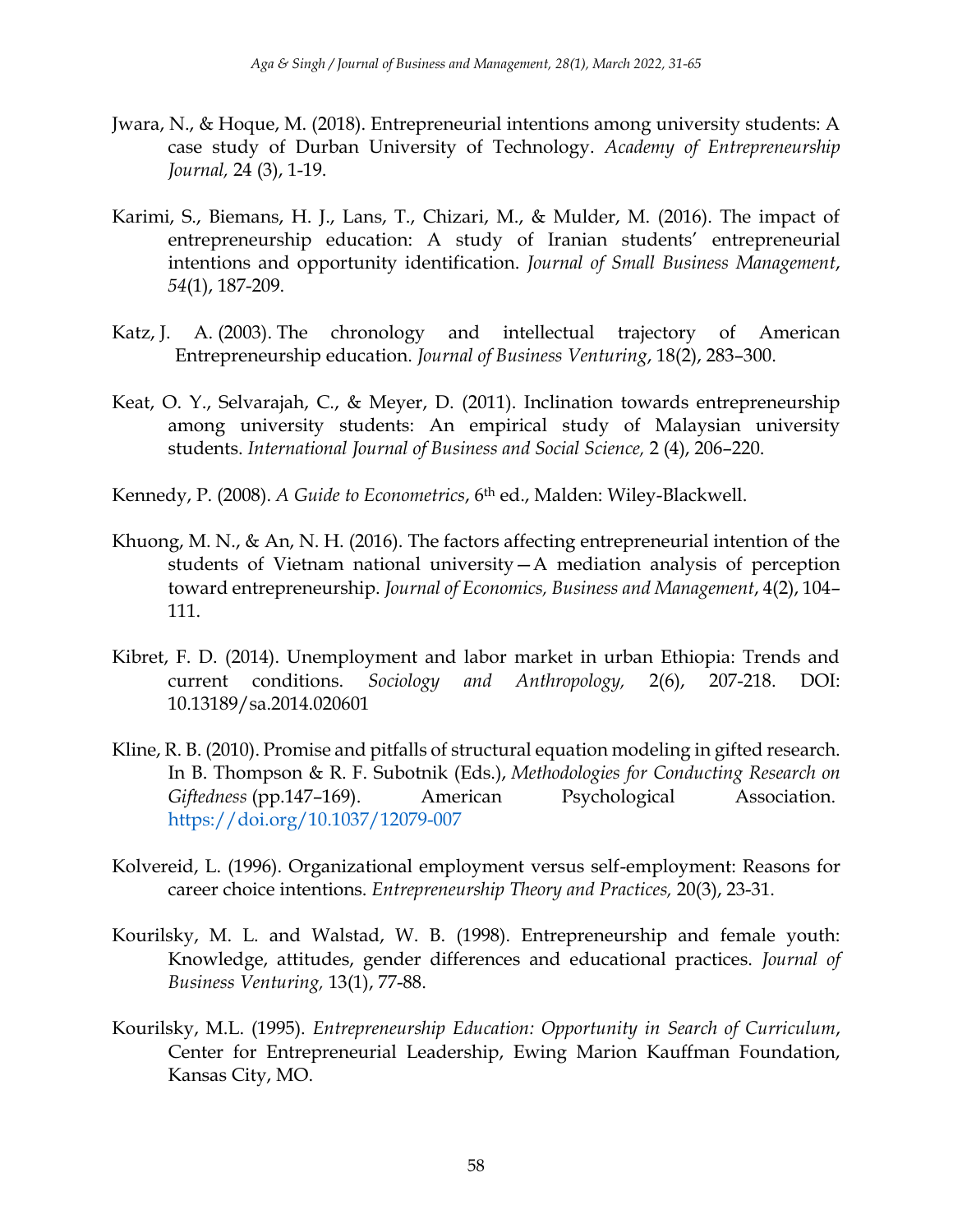Jwara, N., & Hoque, M. (2018). Entrepreneurial intentions among university students: A case study of Durban University of Technology. *Academy of Entrepreneurship Journal,* 24 (3), 1-19.

Karimi, S., Biemans, H. J., Lans, T., Chizari, M., & Mulder, M. (2016). The impact of entrepreneurship education: A study of Iranian students' entrepreneurial intentions and opportunity identification. *Journal of Small Business Management*, *54*(1), 187-209.

Katz, J. A. (2003). The chronology and intellectual trajectory of American Entrepreneurship education. *Journal of Business Venturing*, 18(2), 283–300.

Keat, O. Y., Selvarajah, C., & Meyer, D. (2011). Inclination towards entrepreneurship among university students: An empirical study of Malaysian university students. *International Journal of Business and Social Science,* 2 (4), 206–220.

Kennedy, P. (2008). *A Guide to Econometrics*, 6th ed., Malden: Wiley-Blackwell.

Khuong, M. N., & An, N. H. (2016). The factors affecting entrepreneurial intention of the students of Vietnam national university—A mediation analysis of perception toward entrepreneurship. *Journal of Economics, Business and Management*, 4(2), 104–111.

Kibret, F. D. (2014). Unemployment and labor market in urban Ethiopia: Trends and current conditions. *Sociology and Anthropology,* 2(6), 207-218. DOI: 10.13189/sa.2014.020601

Kline, R. B. (2010). Promise and pitfalls of structural equation modeling in gifted research. In B. Thompson & R. F. Subotnik (Eds.), *Methodologies for Conducting Research on Giftedness* (pp.147–169). American Psychological Association. https://doi.org/10.1037/12079-007

Kolvereid, L. (1996). Organizational employment versus self-employment: Reasons for career choice intentions. *Entrepreneurship Theory and Practices,* 20(3), 23-31.

Kourilsky, M. L. and Walstad, W. B. (1998). Entrepreneurship and female youth: Knowledge, attitudes, gender differences and educational practices. *Journal of Business Venturing,* 13(1), 77-88.

Kourilsky, M.L. (1995). *Entrepreneurship Education: Opportunity in Search of Curriculum*, Center for Entrepreneurial Leadership, Ewing Marion Kauffman Foundation, Kansas City, MO.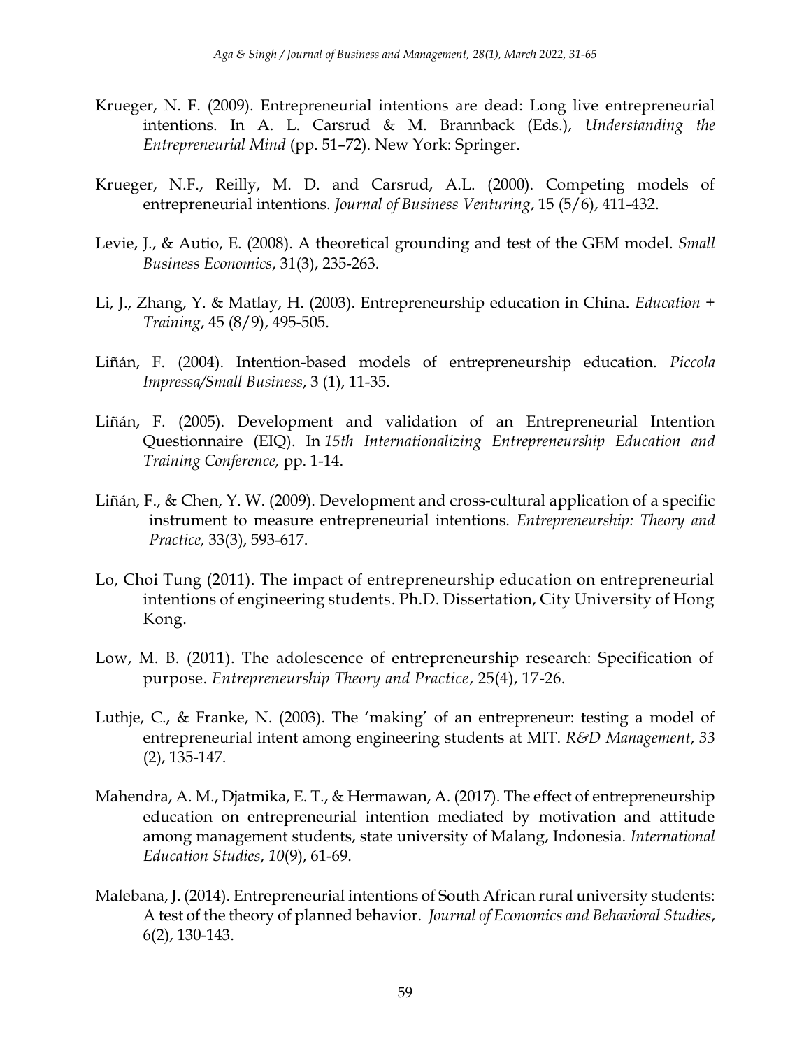Krueger, N. F. (2009). Entrepreneurial intentions are dead: Long live entrepreneurial intentions. In A. L. Carsrud & M. Brannback (Eds.), *Understanding the Entrepreneurial Mind* (pp. 51–72). New York: Springer.

Krueger, N.F., Reilly, M. D. and Carsrud, A.L. (2000). Competing models of entrepreneurial intentions. *Journal of Business Venturing*, 15 (5/6), 411-432.

Levie, J., & Autio, E. (2008). A theoretical grounding and test of the GEM model. *Small Business Economics*, 31(3), 235-263.

Li, J., Zhang, Y. & Matlay, H. (2003). Entrepreneurship education in China. *Education + Training*, 45 (8/9), 495-505.

Liñán, F. (2004). Intention-based models of entrepreneurship education. *Piccola Impressa/Small Business*, 3 (1), 11-35.

Liñán, F. (2005). Development and validation of an Entrepreneurial Intention Questionnaire (EIQ). In *15th Internationalizing Entrepreneurship Education and Training Conference,* pp. 1-14.

Liñán, F., & Chen, Y. W. (2009). Development and cross-cultural application of a specific instrument to measure entrepreneurial intentions. *Entrepreneurship: Theory and Practice,* 33(3), 593-617.

Lo, Choi Tung (2011). The impact of entrepreneurship education on entrepreneurial intentions of engineering students. Ph.D. Dissertation, City University of Hong Kong.

Low, M. B. (2011). The adolescence of entrepreneurship research: Specification of purpose. *Entrepreneurship Theory and Practice*, 25(4), 17-26.

Luthje, C., & Franke, N. (2003). The 'making' of an entrepreneur: testing a model of entrepreneurial intent among engineering students at MIT. *R&D Management*, *33* (2), 135-147.

Mahendra, A. M., Djatmika, E. T., & Hermawan, A. (2017). The effect of entrepreneurship education on entrepreneurial intention mediated by motivation and attitude among management students, state university of Malang, Indonesia. *International Education Studies*, *10*(9), 61-69.

Malebana, J. (2014). Entrepreneurial intentions of South African rural university students: A test of the theory of planned behavior. *Journal of Economics and Behavioral Studies*, 6(2), 130-143.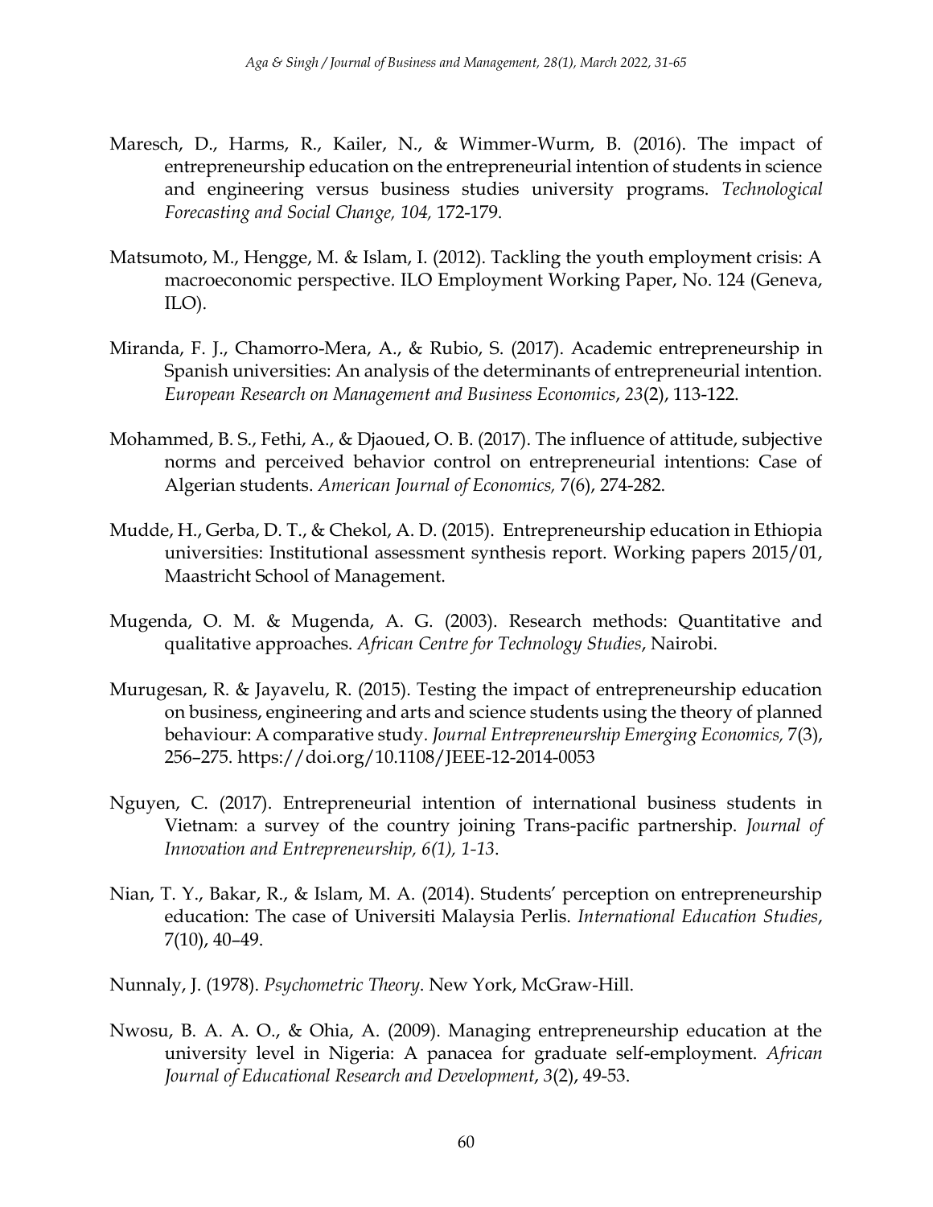Maresch, D., Harms, R., Kailer, N., & Wimmer-Wurm, B. (2016). The impact of entrepreneurship education on the entrepreneurial intention of students in science and engineering versus business studies university programs. *Technological Forecasting and Social Change, 104,* 172-179.

Matsumoto, M., Hengge, M. & Islam, I. (2012). Tackling the youth employment crisis: A macroeconomic perspective. ILO Employment Working Paper, No. 124 (Geneva, ILO).

Miranda, F. J., Chamorro-Mera, A., & Rubio, S. (2017). Academic entrepreneurship in Spanish universities: An analysis of the determinants of entrepreneurial intention. *European Research on Management and Business Economics*, *23*(2), 113-122.

Mohammed, B. S., Fethi, A., & Djaoued, O. B. (2017). The influence of attitude, subjective norms and perceived behavior control on entrepreneurial intentions: Case of Algerian students. *American Journal of Economics,* 7(6), 274-282.

Mudde, H., Gerba, D. T., & Chekol, A. D. (2015). Entrepreneurship education in Ethiopia universities: Institutional assessment synthesis report. Working papers 2015/01, Maastricht School of Management.

Mugenda, O. M. & Mugenda, A. G. (2003). Research methods: Quantitative and qualitative approaches. *African Centre for Technology Studies*, Nairobi.

Murugesan, R. & Jayavelu, R. (2015). Testing the impact of entrepreneurship education on business, engineering and arts and science students using the theory of planned behaviour: A comparative study. *Journal Entrepreneurship Emerging Economics,* 7(3), 256–275. https://doi.org/10.1108/JEEE-12-2014-0053

Nguyen, C. (2017). Entrepreneurial intention of international business students in Vietnam: a survey of the country joining Trans-pacific partnership. *Journal of Innovation and Entrepreneurship, 6(1), 1-13*.

Nian, T. Y., Bakar, R., & Islam, M. A. (2014). Students' perception on entrepreneurship education: The case of Universiti Malaysia Perlis. *International Education Studies*, 7(10), 40–49.

Nunnaly, J. (1978). *Psychometric Theory*. New York, McGraw-Hill.

Nwosu, B. A. A. O., & Ohia, A. (2009). Managing entrepreneurship education at the university level in Nigeria: A panacea for graduate self-employment. *African Journal of Educational Research and Development*, *3*(2), 49-53.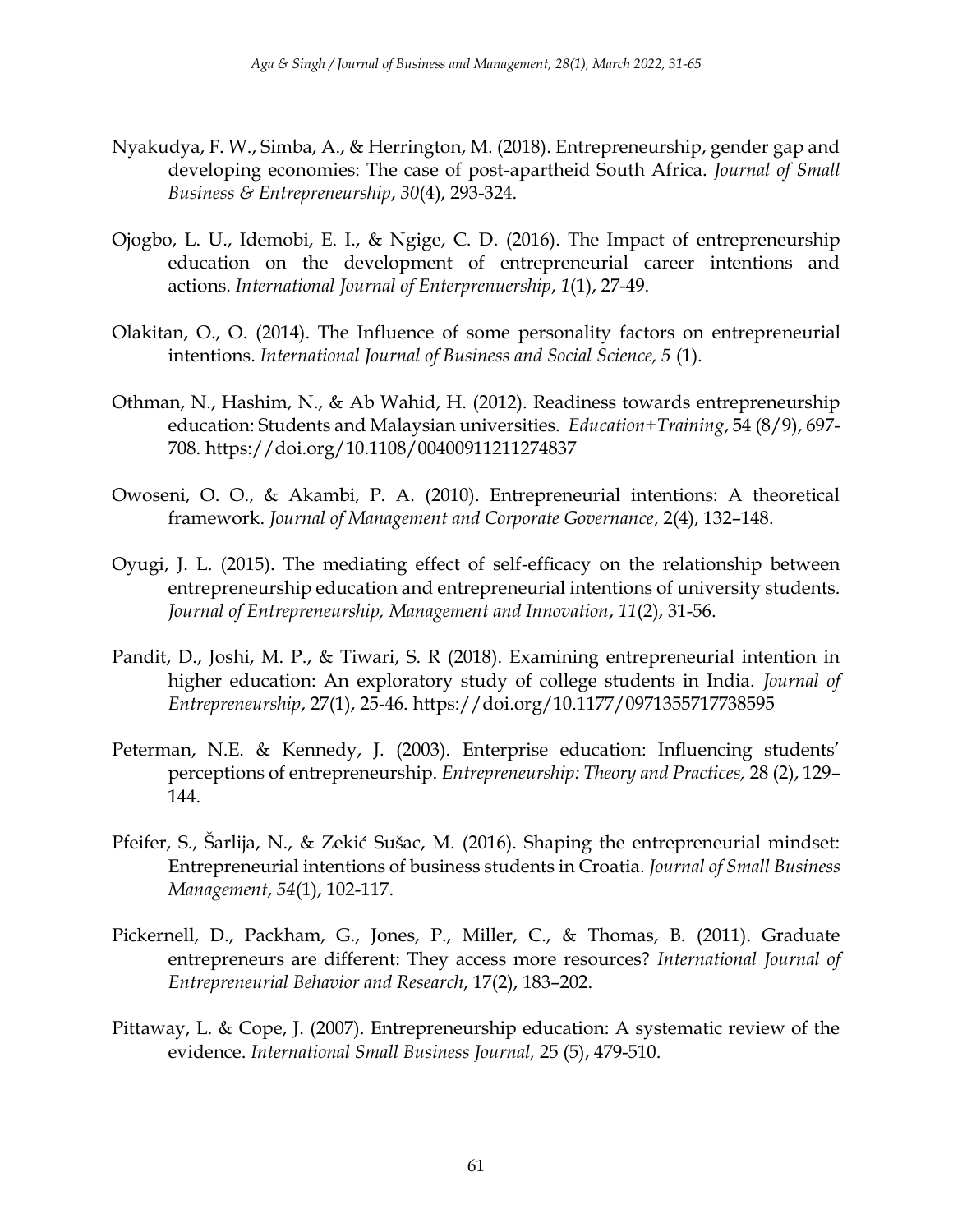Nyakudya, F. W., Simba, A., & Herrington, M. (2018). Entrepreneurship, gender gap and developing economies: The case of post-apartheid South Africa. *Journal of Small Business & Entrepreneurship*, *30*(4), 293-324.

Ojogbo, L. U., Idemobi, E. I., & Ngige, C. D. (2016). The Impact of entrepreneurship education on the development of entrepreneurial career intentions and actions. *International Journal of Enterprenuership*, *1*(1), 27-49.

Olakitan, O., O. (2014). The Influence of some personality factors on entrepreneurial intentions. *International Journal of Business and Social Science, 5* (1).

Othman, N., Hashim, N., & Ab Wahid, H. (2012). Readiness towards entrepreneurship education: Students and Malaysian universities. *Education+Training*, 54 (8/9), 697-708. https://doi.org/10.1108/00400911211274837

Owoseni, O. O., & Akambi, P. A. (2010). Entrepreneurial intentions: A theoretical framework. *Journal of Management and Corporate Governance*, 2(4), 132–148.

Oyugi, J. L. (2015). The mediating effect of self-efficacy on the relationship between entrepreneurship education and entrepreneurial intentions of university students. *Journal of Entrepreneurship, Management and Innovation*, *11*(2), 31-56.

Pandit, D., Joshi, M. P., & Tiwari, S. R (2018). Examining entrepreneurial intention in higher education: An exploratory study of college students in India. *Journal of Entrepreneurship*, 27(1), 25-46. https://doi.org/10.1177/0971355717738595

Peterman, N.E. & Kennedy, J. (2003). Enterprise education: Influencing students' perceptions of entrepreneurship. *Entrepreneurship: Theory and Practices,* 28 (2), 129–144.

Pfeifer, S., Šarlija, N., & Zekić Sušac, M. (2016). Shaping the entrepreneurial mindset: Entrepreneurial intentions of business students in Croatia. *Journal of Small Business Management*, *54*(1), 102-117.

Pickernell, D., Packham, G., Jones, P., Miller, C., & Thomas, B. (2011). Graduate entrepreneurs are different: They access more resources? *International Journal of Entrepreneurial Behavior and Research*, 17(2), 183–202.

Pittaway, L. & Cope, J. (2007). Entrepreneurship education: A systematic review of the evidence. *International Small Business Journal,* 25 (5), 479-510.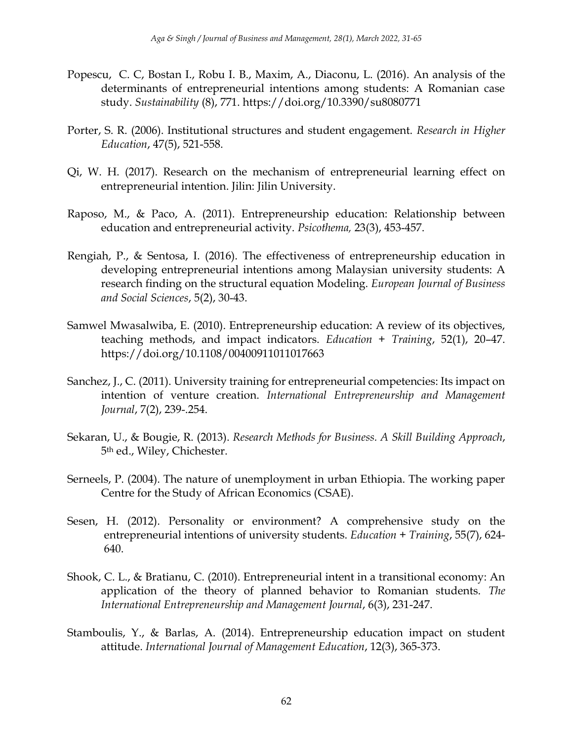Popescu, C. C, Bostan I., Robu I. B., Maxim, A., Diaconu, L. (2016). An analysis of the determinants of entrepreneurial intentions among students: A Romanian case study. *Sustainability* (8), 771. https://doi.org/10.3390/su8080771

Porter, S. R. (2006). Institutional structures and student engagement. *Research in Higher Education*, 47(5), 521-558.

Qi, W. H. (2017). Research on the mechanism of entrepreneurial learning effect on entrepreneurial intention. Jilin: Jilin University.

Raposo, M., & Paco, A. (2011). Entrepreneurship education: Relationship between education and entrepreneurial activity. *Psicothema,* 23(3), 453-457.

Rengiah, P., & Sentosa, I. (2016). The effectiveness of entrepreneurship education in developing entrepreneurial intentions among Malaysian university students: A research finding on the structural equation Modeling. *European Journal of Business and Social Sciences*, 5(2), 30-43.

Samwel Mwasalwiba, E. (2010). Entrepreneurship education: A review of its objectives, teaching methods, and impact indicators. *Education + Training*, 52(1), 20–47. https://doi.org/10.1108/00400911011017663

Sanchez, J., C. (2011). University training for entrepreneurial competencies: Its impact on intention of venture creation. *International Entrepreneurship and Management Journal*, 7(2), 239-.254.

Sekaran, U., & Bougie, R. (2013). *Research Methods for Business. A Skill Building Approach*, 5th ed., Wiley, Chichester.

Serneels, P. (2004). The nature of unemployment in urban Ethiopia. The working paper Centre for the Study of African Economics (CSAE).

Sesen, H. (2012). Personality or environment? A comprehensive study on the entrepreneurial intentions of university students. *Education + Training*, 55(7), 624-640.

Shook, C. L., & Bratianu, C. (2010). Entrepreneurial intent in a transitional economy: An application of the theory of planned behavior to Romanian students. *The International Entrepreneurship and Management Journal*, 6(3), 231-247.

Stamboulis, Y., & Barlas, A. (2014). Entrepreneurship education impact on student attitude. *International Journal of Management Education*, 12(3), 365-373.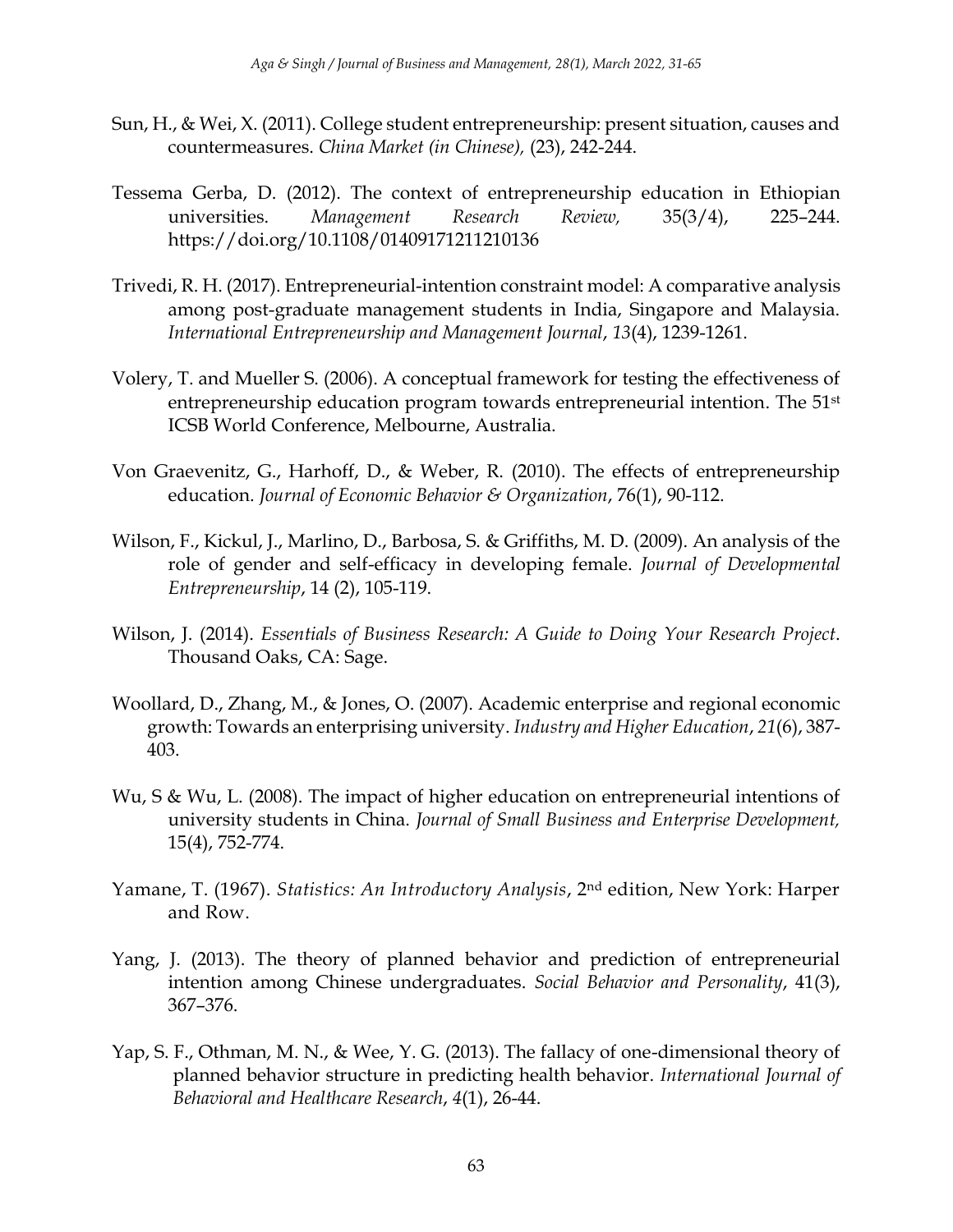Sun, H., & Wei, X. (2011). College student entrepreneurship: present situation, causes and countermeasures. *China Market (in Chinese),* (23), 242-244.

Tessema Gerba, D. (2012). The context of entrepreneurship education in Ethiopian universities. *Management Research Review,* 35(3/4), 225–244. https://doi.org/10.1108/01409171211210136

Trivedi, R. H. (2017). Entrepreneurial-intention constraint model: A comparative analysis among post-graduate management students in India, Singapore and Malaysia. *International Entrepreneurship and Management Journal*, *13*(4), 1239-1261.

Volery, T. and Mueller S. (2006). A conceptual framework for testing the effectiveness of entrepreneurship education program towards entrepreneurial intention. The 51st ICSB World Conference, Melbourne, Australia.

Von Graevenitz, G., Harhoff, D., & Weber, R. (2010). The effects of entrepreneurship education. *Journal of Economic Behavior & Organization*, 76(1), 90-112.

Wilson, F., Kickul, J., Marlino, D., Barbosa, S. & Griffiths, M. D. (2009). An analysis of the role of gender and self-efficacy in developing female. *Journal of Developmental Entrepreneurship*, 14 (2), 105-119.

Wilson, J. (2014). *Essentials of Business Research: A Guide to Doing Your Research Project*. Thousand Oaks, CA: Sage.

Woollard, D., Zhang, M., & Jones, O. (2007). Academic enterprise and regional economic growth: Towards an enterprising university. *Industry and Higher Education*, *21*(6), 387-403.

Wu, S & Wu, L. (2008). The impact of higher education on entrepreneurial intentions of university students in China. *Journal of Small Business and Enterprise Development,* 15(4), 752-774.

Yamane, T. (1967). *Statistics: An Introductory Analysis*, 2nd edition, New York: Harper and Row.

Yang, J. (2013). The theory of planned behavior and prediction of entrepreneurial intention among Chinese undergraduates. *Social Behavior and Personality*, 41(3), 367–376.

Yap, S. F., Othman, M. N., & Wee, Y. G. (2013). The fallacy of one-dimensional theory of planned behavior structure in predicting health behavior. *International Journal of Behavioral and Healthcare Research*, *4*(1), 26-44.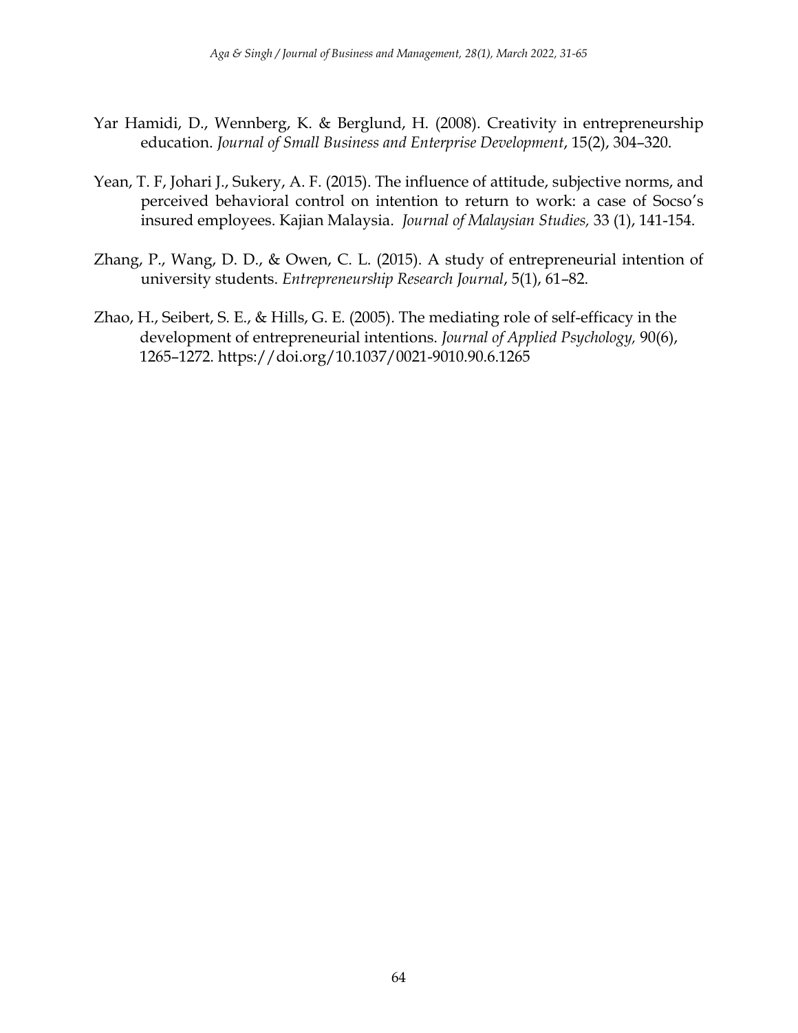Yar Hamidi, D., Wennberg, K. & Berglund, H. (2008). Creativity in entrepreneurship education. *Journal of Small Business and Enterprise Development*, 15(2), 304–320.

Yean, T. F, Johari J., Sukery, A. F. (2015). The influence of attitude, subjective norms, and perceived behavioral control on intention to return to work: a case of Socso's insured employees. Kajian Malaysia. *Journal of Malaysian Studies,* 33 (1), 141-154.

Zhang, P., Wang, D. D., & Owen, C. L. (2015). A study of entrepreneurial intention of university students. *Entrepreneurship Research Journal*, 5(1), 61–82.

Zhao, H., Seibert, S. E., & Hills, G. E. (2005). The mediating role of self-efficacy in the development of entrepreneurial intentions. *Journal of Applied Psychology,* 90(6), 1265–1272. https://doi.org/10.1037/0021-9010.90.6.1265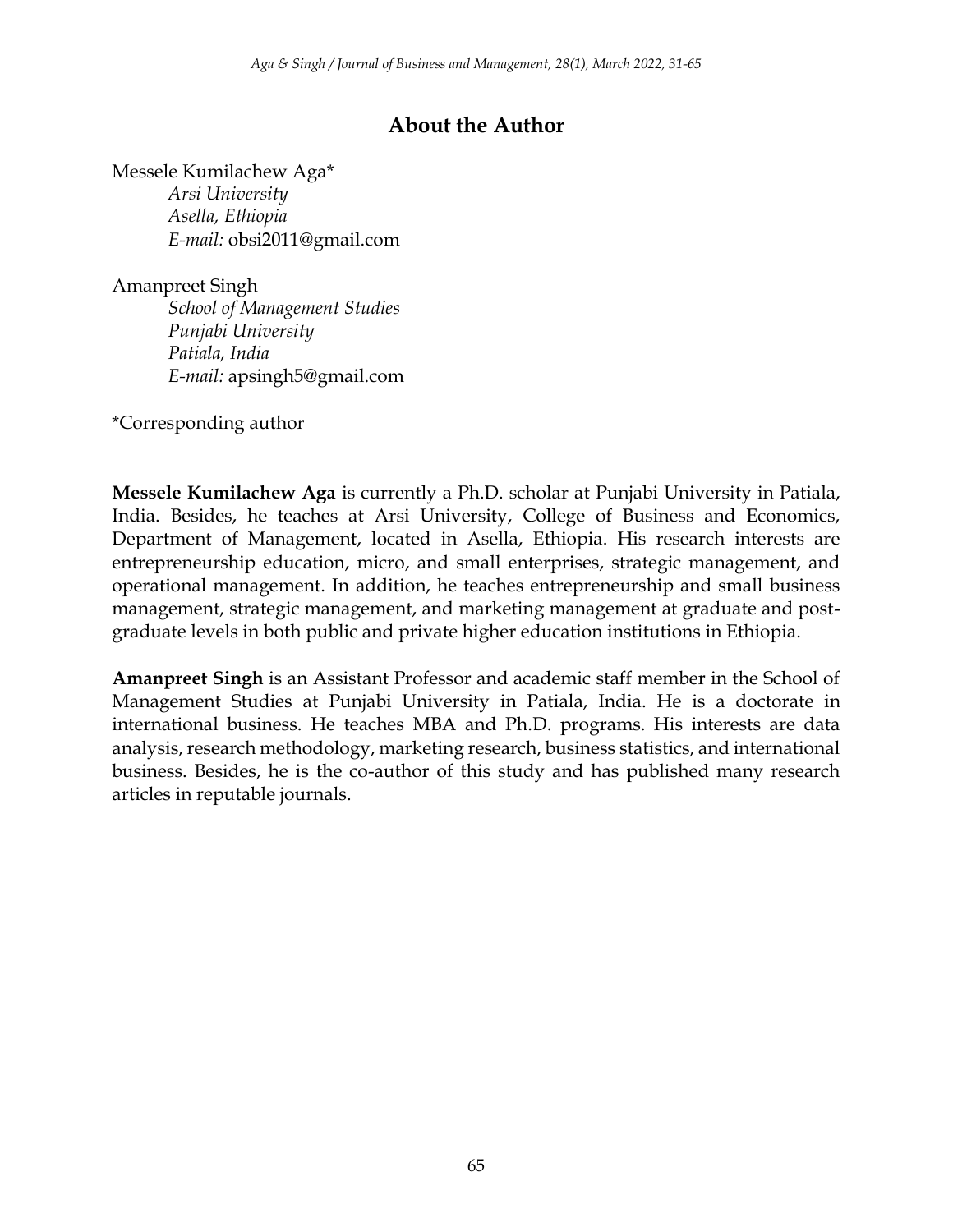## About the Author

Messele Kumilachew Aga*

*Arsi University*
*Asella, Ethiopia*
*E-mail:* obsi2011@gmail.com

Amanpreet Singh

*School of Management Studies*
*Punjabi University*
*Patiala, India*
*E-mail:* apsingh5@gmail.com

*Corresponding author

**Messele Kumilachew Aga** is currently a Ph.D. scholar at Punjabi University in Patiala, India. Besides, he teaches at Arsi University, College of Business and Economics, Department of Management, located in Asella, Ethiopia. His research interests are entrepreneurship education, micro, and small enterprises, strategic management, and operational management. In addition, he teaches entrepreneurship and small business management, strategic management, and marketing management at graduate and post-graduate levels in both public and private higher education institutions in Ethiopia.

**Amanpreet Singh** is an Assistant Professor and academic staff member in the School of Management Studies at Punjabi University in Patiala, India. He is a doctorate in international business. He teaches MBA and Ph.D. programs. His interests are data analysis, research methodology, marketing research, business statistics, and international business. Besides, he is the co-author of this study and has published many research articles in reputable journals.